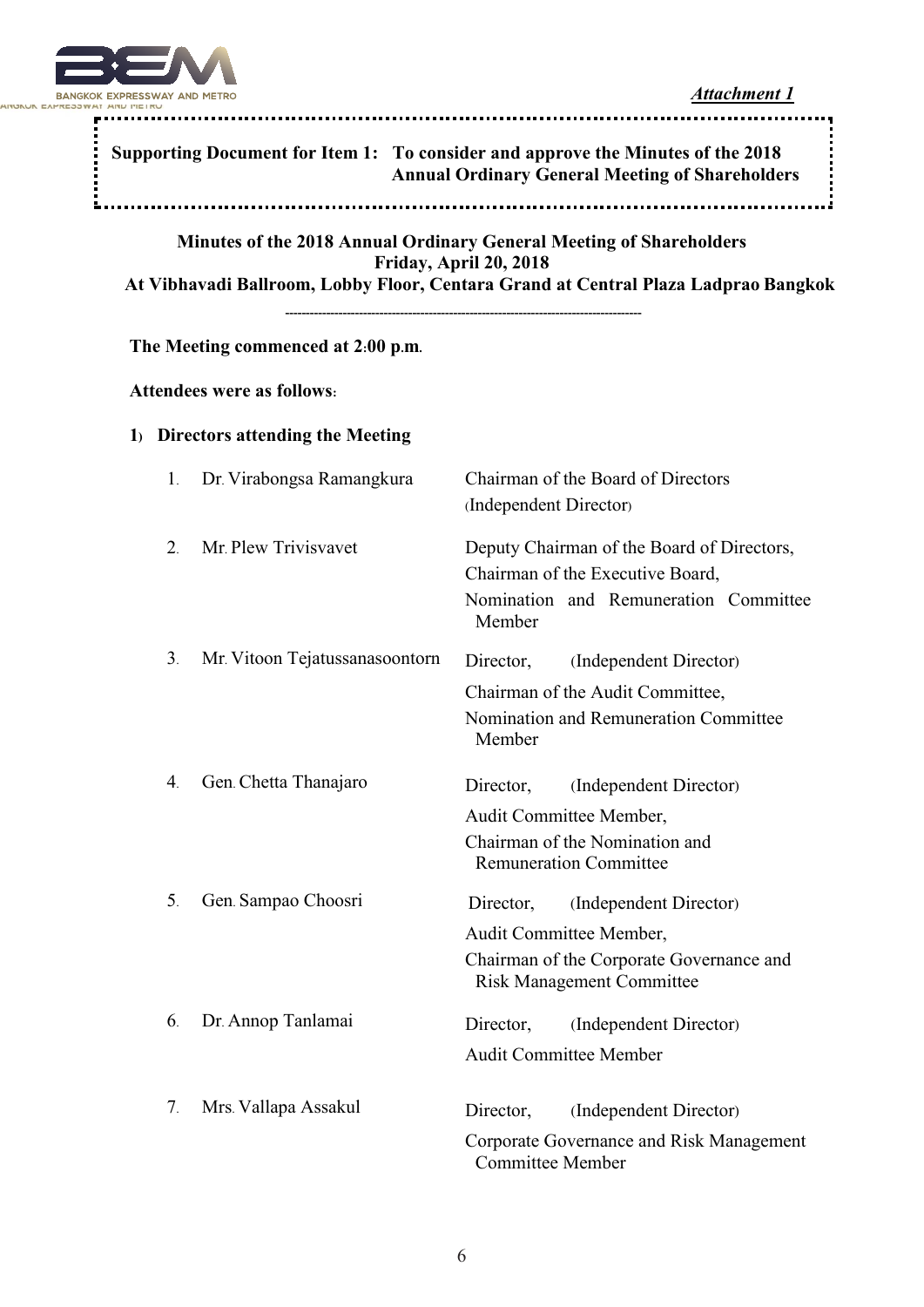*Attachment 1*

**Supporting Document for Item 1: To consider and approve the Minutes of the 2018 Annual Ordinary General Meeting of Shareholders**

## Minutes of the 2018 Annual Ordinary General Meeting of Shareholders
## Friday, April 20, 2018
## At Vibhavadi Ballroom, Lobby Floor, Centara Grand at Central Plaza Ladprao Bangkok

---

**The Meeting commenced at 2:00 p.m.**

**Attendees were as follows:**

**1) Directors attending the Meeting**

| | | |
|---|---|---|
| 1. | Dr. Virabongsa Ramangkura | Chairman of the Board of Directors (Independent Director) |
| 2. | Mr. Plew Trivisvavet | Deputy Chairman of the Board of Directors, Chairman of the Executive Board, Nomination and Remuneration Committee Member |
| 3. | Mr. Vitoon Tejatussanasoontorn | Director, (Independent Director) Chairman of the Audit Committee, Nomination and Remuneration Committee Member |
| 4. | Gen. Chetta Thanajaro | Director, (Independent Director) Audit Committee Member, Chairman of the Nomination and Remuneration Committee |
| 5. | Gen. Sampao Choosri | Director, (Independent Director) Audit Committee Member, Chairman of the Corporate Governance and Risk Management Committee |
| 6. | Dr. Annop Tanlamai | Director, (Independent Director) Audit Committee Member |
| 7. | Mrs. Vallapa Assakul | Director, (Independent Director) Corporate Governance and Risk Management Committee Member |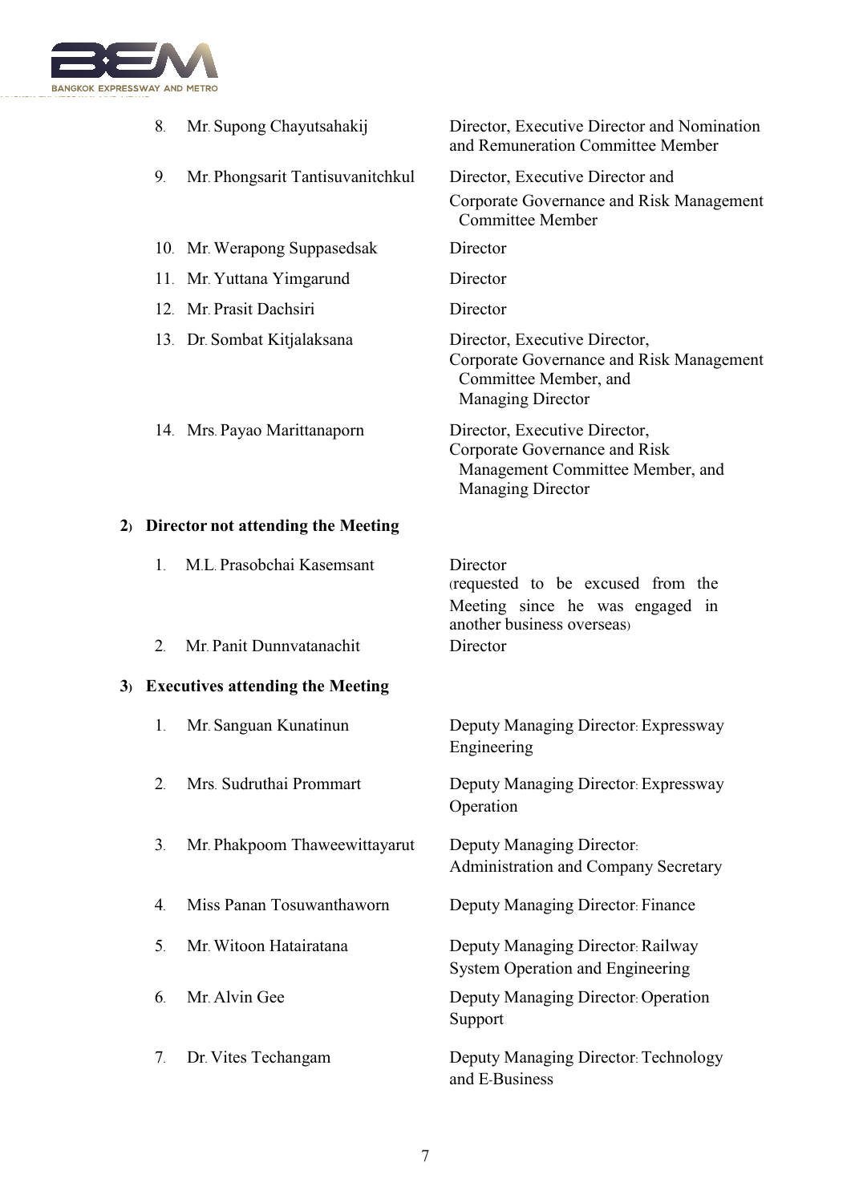| | | |
|---|---|---|
| 8. | Mr. Supong Chayutsahakij | Director, Executive Director and Nomination and Remuneration Committee Member |
| 9. | Mr. Phongsarit Tantisuvanitchkul | Director, Executive Director and Corporate Governance and Risk Management Committee Member |
| 10. | Mr. Werapong Suppasedsak | Director |
| 11. | Mr. Yuttana Yimgarund | Director |
| 12. | Mr. Prasit Dachsiri | Director |
| 13. | Dr. Sombat Kitjalaksana | Director, Executive Director, Corporate Governance and Risk Management Committee Member, and Managing Director |
| 14. | Mrs. Payao Marittanaporn | Director, Executive Director, Corporate Governance and Risk Management Committee Member, and Managing Director |

**2) Director not attending the Meeting**

| | | |
|---|---|---|
| 1. | M.L. Prasobchai Kasemsant | Director (requested to be excused from the Meeting since he was engaged in another business overseas) |
| 2. | Mr. Panit Dunnvatanachit | Director |

**3) Executives attending the Meeting**

| | | |
|---|---|---|
| 1. | Mr. Sanguan Kunatinun | Deputy Managing Director: Expressway Engineering |
| 2. | Mrs. Sudruthai Prommart | Deputy Managing Director: Expressway Operation |
| 3. | Mr. Phakpoom Thaweewittayarut | Deputy Managing Director: Administration and Company Secretary |
| 4. | Miss Panan Tosuwanthaworn | Deputy Managing Director: Finance |
| 5. | Mr. Witoon Hatairatana | Deputy Managing Director: Railway System Operation and Engineering |
| 6. | Mr. Alvin Gee | Deputy Managing Director: Operation Support |
| 7. | Dr. Vites Techangam | Deputy Managing Director: Technology and E-Business |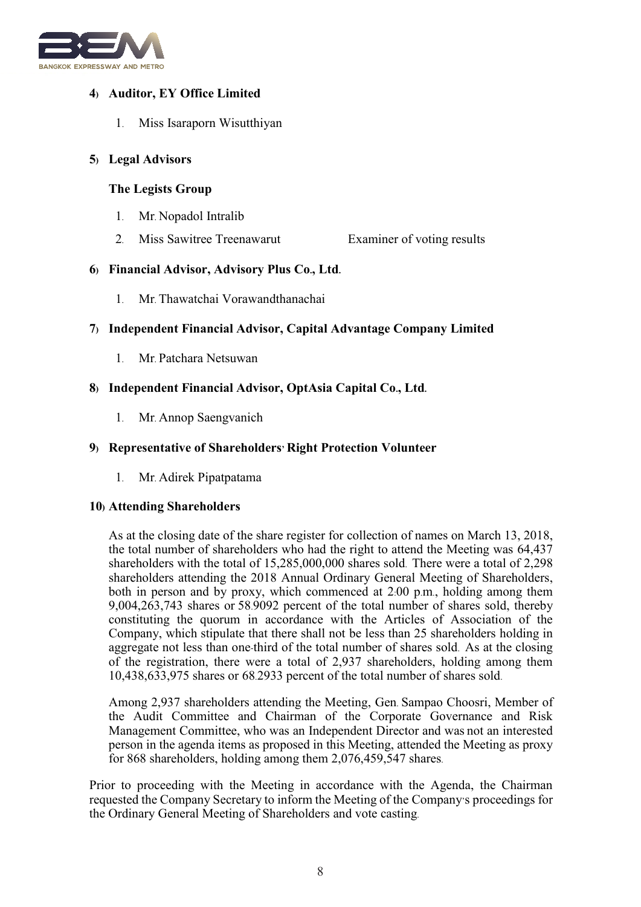**4) Auditor, EY Office Limited**

1. Miss Isaraporn Wisutthiyan

**5) Legal Advisors**

**The Legists Group**

1. Mr. Nopadol Intralib
2. Miss Sawitree Treenawarut Examiner of voting results

**6) Financial Advisor, Advisory Plus Co., Ltd.**

1. Mr. Thawatchai Vorawandthanachai

**7) Independent Financial Advisor, Capital Advantage Company Limited**

1. Mr. Patchara Netsuwan

**8) Independent Financial Advisor, OptAsia Capital Co., Ltd.**

1. Mr. Annop Saengvanich

**9) Representative of Shareholders' Right Protection Volunteer**

1. Mr. Adirek Pipatpatama

**10) Attending Shareholders**

As at the closing date of the share register for collection of names on March 13, 2018, the total number of shareholders who had the right to attend the Meeting was 64,437 shareholders with the total of 15,285,000,000 shares sold. There were a total of 2,298 shareholders attending the 2018 Annual Ordinary General Meeting of Shareholders, both in person and by proxy, which commenced at 2.00 p.m., holding among them 9,004,263,743 shares or 58.9092 percent of the total number of shares sold, thereby constituting the quorum in accordance with the Articles of Association of the Company, which stipulate that there shall not be less than 25 shareholders holding in aggregate not less than one-third of the total number of shares sold. As at the closing of the registration, there were a total of 2,937 shareholders, holding among them 10,438,633,975 shares or 68.2933 percent of the total number of shares sold.

Among 2,937 shareholders attending the Meeting, Gen. Sampao Choosri, Member of the Audit Committee and Chairman of the Corporate Governance and Risk Management Committee, who was an Independent Director and was not an interested person in the agenda items as proposed in this Meeting, attended the Meeting as proxy for 868 shareholders, holding among them 2,076,459,547 shares.

Prior to proceeding with the Meeting in accordance with the Agenda, the Chairman requested the Company Secretary to inform the Meeting of the Company's proceedings for the Ordinary General Meeting of Shareholders and vote casting.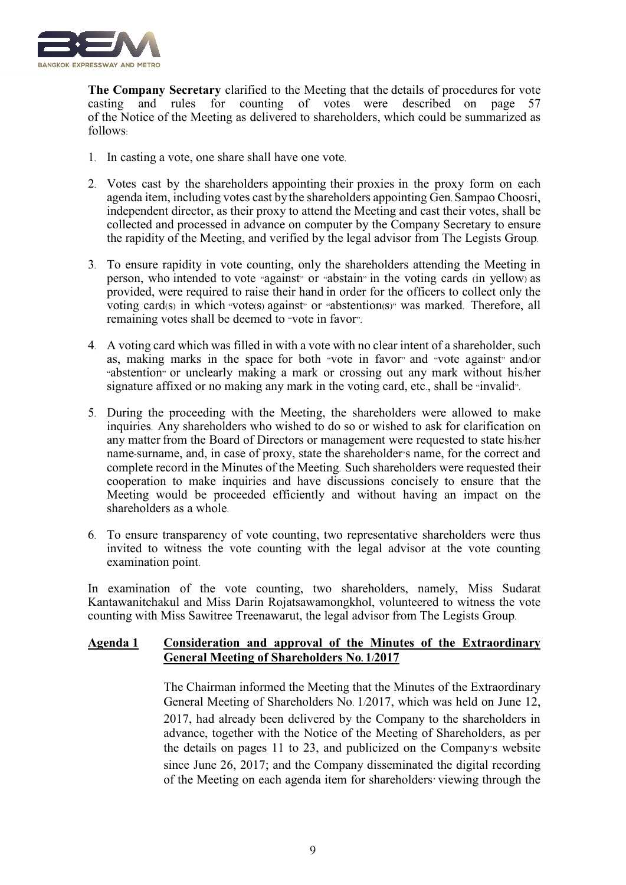**The Company Secretary** clarified to the Meeting that the details of procedures for vote casting and rules for counting of votes were described on page 57 of the Notice of the Meeting as delivered to shareholders, which could be summarized as follows:

1. In casting a vote, one share shall have one vote.

2. Votes cast by the shareholders appointing their proxies in the proxy form on each agenda item, including votes cast by the shareholders appointing Gen. Sampao Choosri, independent director, as their proxy to attend the Meeting and cast their votes, shall be collected and processed in advance on computer by the Company Secretary to ensure the rapidity of the Meeting, and verified by the legal advisor from The Legists Group.

3. To ensure rapidity in vote counting, only the shareholders attending the Meeting in person, who intended to vote "against" or "abstain" in the voting cards (in yellow) as provided, were required to raise their hand in order for the officers to collect only the voting card(s) in which "vote(s) against" or "abstention(s)" was marked. Therefore, all remaining votes shall be deemed to "vote in favor".

4. A voting card which was filled in with a vote with no clear intent of a shareholder, such as, making marks in the space for both "vote in favor" and "vote against" and/or "abstention" or unclearly making a mark or crossing out any mark without his/her signature affixed or no making any mark in the voting card, etc., shall be "invalid".

5. During the proceeding with the Meeting, the shareholders were allowed to make inquiries. Any shareholders who wished to do so or wished to ask for clarification on any matter from the Board of Directors or management were requested to state his/her name-surname, and, in case of proxy, state the shareholder's name, for the correct and complete record in the Minutes of the Meeting. Such shareholders were requested their cooperation to make inquiries and have discussions concisely to ensure that the Meeting would be proceeded efficiently and without having an impact on the shareholders as a whole.

6. To ensure transparency of vote counting, two representative shareholders were thus invited to witness the vote counting with the legal advisor at the vote counting examination point.

In examination of the vote counting, two shareholders, namely, Miss Sudarat Kantawanitchakul and Miss Darin Rojatsawamongkhol, volunteered to witness the vote counting with Miss Sawitree Treenawarut, the legal advisor from The Legists Group.

**Agenda 1 Consideration and approval of the Minutes of the Extraordinary General Meeting of Shareholders No. 1/2017**

The Chairman informed the Meeting that the Minutes of the Extraordinary General Meeting of Shareholders No. 1/2017, which was held on June 12, 2017, had already been delivered by the Company to the shareholders in advance, together with the Notice of the Meeting of Shareholders, as per the details on pages 11 to 23, and publicized on the Company's website since June 26, 2017; and the Company disseminated the digital recording of the Meeting on each agenda item for shareholders' viewing through the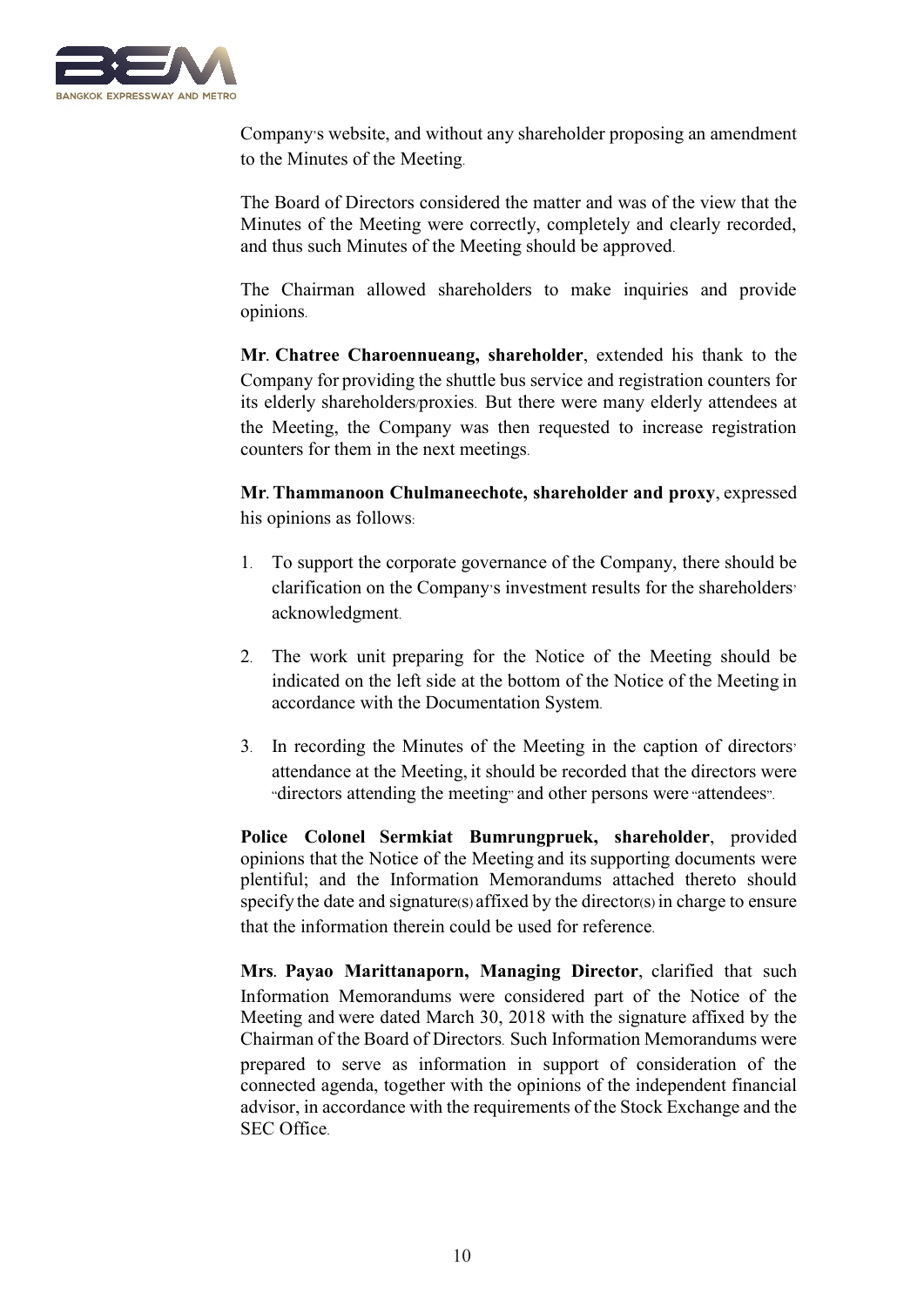Company's website, and without any shareholder proposing an amendment to the Minutes of the Meeting.

The Board of Directors considered the matter and was of the view that the Minutes of the Meeting were correctly, completely and clearly recorded, and thus such Minutes of the Meeting should be approved.

The Chairman allowed shareholders to make inquiries and provide opinions.

**Mr. Chatree Charoennueang, shareholder**, extended his thank to the Company for providing the shuttle bus service and registration counters for its elderly shareholders/proxies. But there were many elderly attendees at the Meeting, the Company was then requested to increase registration counters for them in the next meetings.

**Mr. Thammanoon Chulmaneechote, shareholder and proxy**, expressed his opinions as follows:

1. To support the corporate governance of the Company, there should be clarification on the Company's investment results for the shareholders' acknowledgment.
2. The work unit preparing for the Notice of the Meeting should be indicated on the left side at the bottom of the Notice of the Meeting in accordance with the Documentation System.
3. In recording the Minutes of the Meeting in the caption of directors' attendance at the Meeting, it should be recorded that the directors were "directors attending the meeting" and other persons were "attendees".

**Police Colonel Sermkiat Bumrungpruek, shareholder**, provided opinions that the Notice of the Meeting and its supporting documents were plentiful; and the Information Memorandums attached thereto should specify the date and signature(s) affixed by the director(s) in charge to ensure that the information therein could be used for reference.

**Mrs. Payao Marittanaporn, Managing Director**, clarified that such Information Memorandums were considered part of the Notice of the Meeting and were dated March 30, 2018 with the signature affixed by the Chairman of the Board of Directors. Such Information Memorandums were prepared to serve as information in support of consideration of the connected agenda, together with the opinions of the independent financial advisor, in accordance with the requirements of the Stock Exchange and the SEC Office.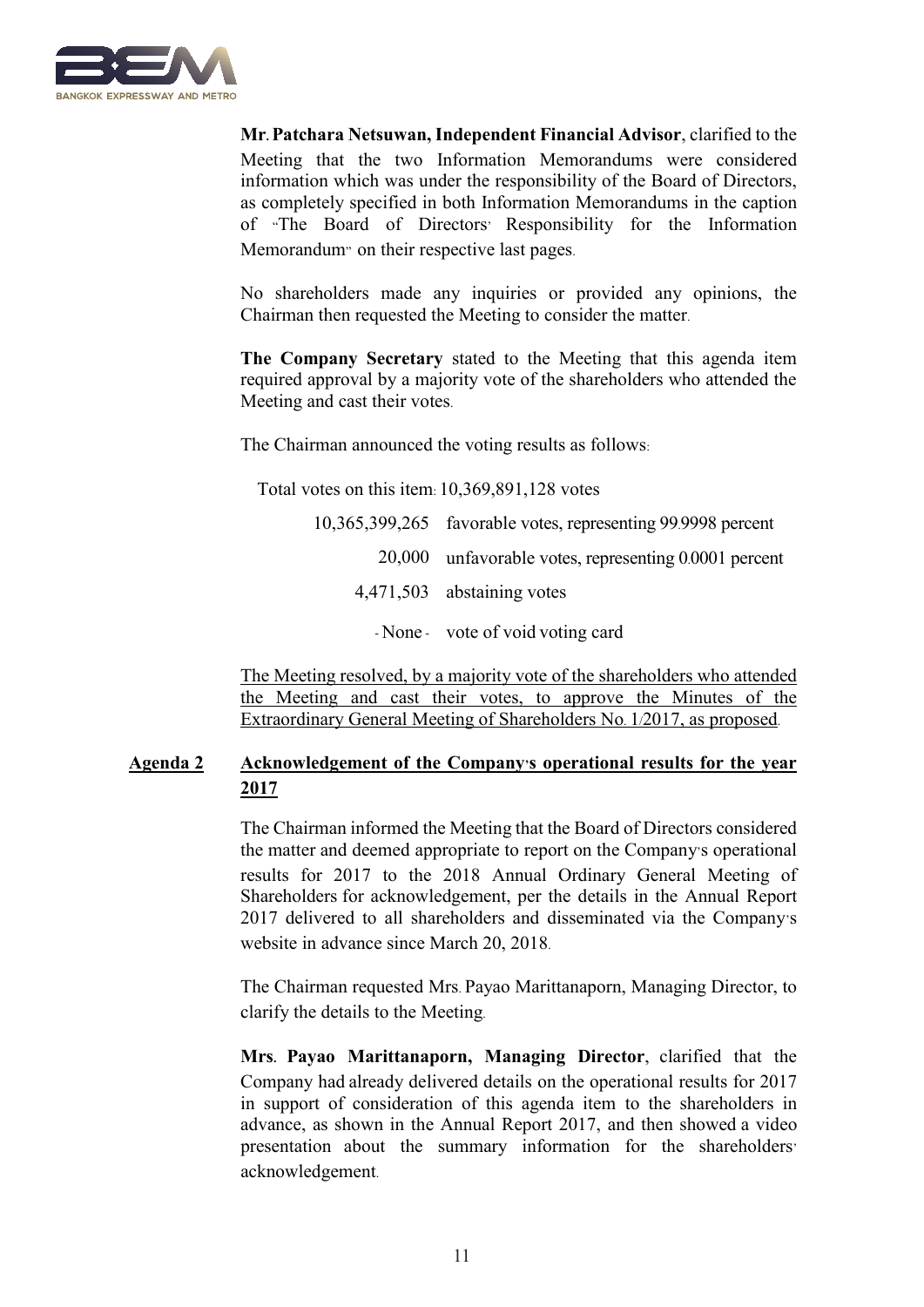**Mr. Patchara Netsuwan, Independent Financial Advisor**, clarified to the Meeting that the two Information Memorandums were considered information which was under the responsibility of the Board of Directors, as completely specified in both Information Memorandums in the caption of "The Board of Directors' Responsibility for the Information Memorandum" on their respective last pages.

No shareholders made any inquiries or provided any opinions, the Chairman then requested the Meeting to consider the matter.

**The Company Secretary** stated to the Meeting that this agenda item required approval by a majority vote of the shareholders who attended the Meeting and cast their votes.

The Chairman announced the voting results as follows:

Total votes on this item: 10,369,891,128 votes

| | |
|---|---|
| 10,365,399,265 | favorable votes, representing 99.9998 percent |
| 20,000 | unfavorable votes, representing 0.0001 percent |
| 4,471,503 | abstaining votes |
| - None - | vote of void voting card |

The Meeting resolved, by a majority vote of the shareholders who attended the Meeting and cast their votes, to approve the Minutes of the Extraordinary General Meeting of Shareholders No. 1/2017, as proposed.

## Agenda 2 Acknowledgement of the Company's operational results for the year 2017

The Chairman informed the Meeting that the Board of Directors considered the matter and deemed appropriate to report on the Company's operational results for 2017 to the 2018 Annual Ordinary General Meeting of Shareholders for acknowledgement, per the details in the Annual Report 2017 delivered to all shareholders and disseminated via the Company's website in advance since March 20, 2018.

The Chairman requested Mrs. Payao Marittanaporn, Managing Director, to clarify the details to the Meeting.

**Mrs. Payao Marittanaporn, Managing Director**, clarified that the Company had already delivered details on the operational results for 2017 in support of consideration of this agenda item to the shareholders in advance, as shown in the Annual Report 2017, and then showed a video presentation about the summary information for the shareholders' acknowledgement.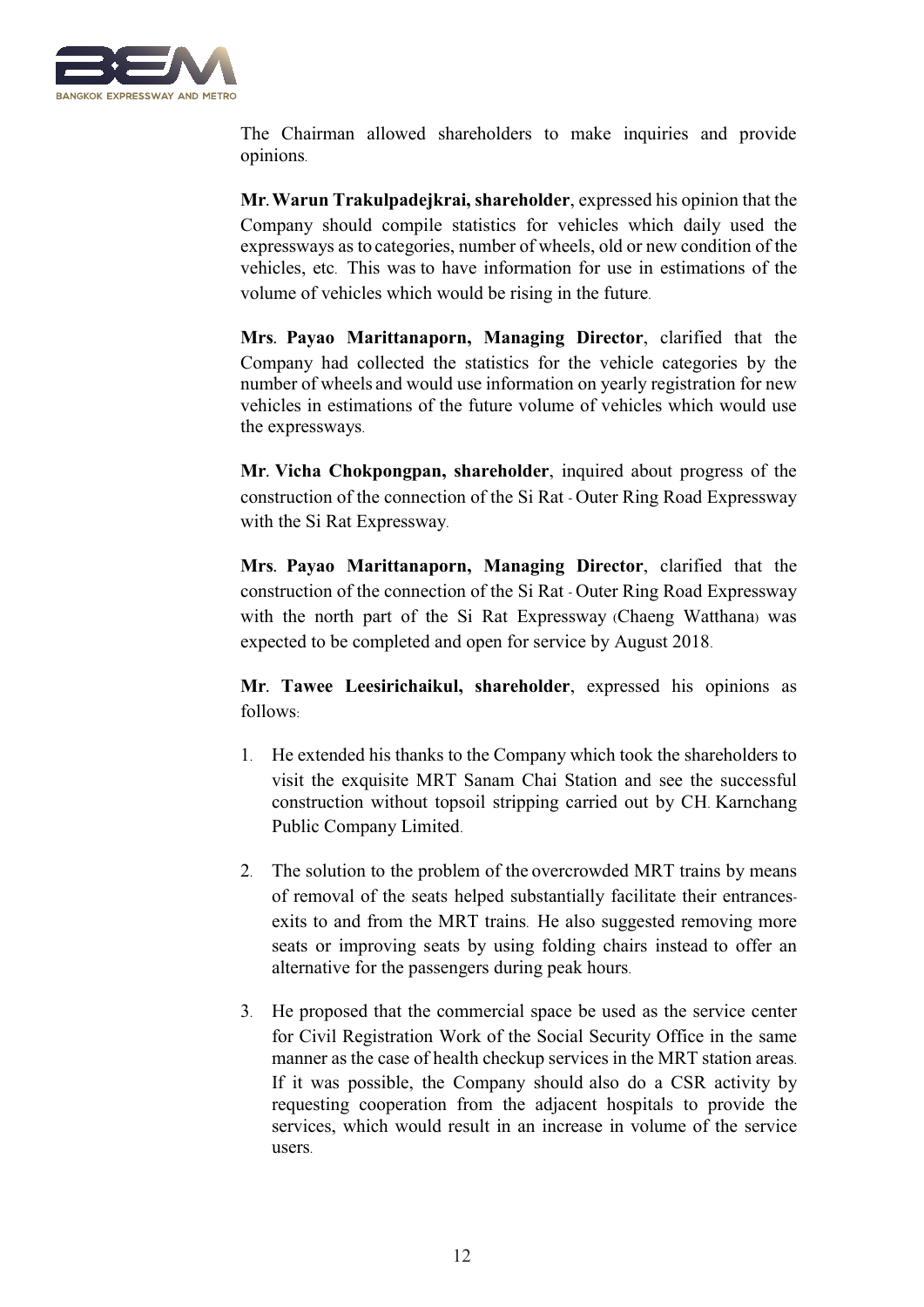The Chairman allowed shareholders to make inquiries and provide opinions.

**Mr. Warun Trakulpadejkrai, shareholder**, expressed his opinion that the Company should compile statistics for vehicles which daily used the expressways as to categories, number of wheels, old or new condition of the vehicles, etc. This was to have information for use in estimations of the volume of vehicles which would be rising in the future.

**Mrs. Payao Marittanaporn, Managing Director**, clarified that the Company had collected the statistics for the vehicle categories by the number of wheels and would use information on yearly registration for new vehicles in estimations of the future volume of vehicles which would use the expressways.

**Mr. Vicha Chokpongpan, shareholder**, inquired about progress of the construction of the connection of the Si Rat - Outer Ring Road Expressway with the Si Rat Expressway.

**Mrs. Payao Marittanaporn, Managing Director**, clarified that the construction of the connection of the Si Rat - Outer Ring Road Expressway with the north part of the Si Rat Expressway (Chaeng Watthana) was expected to be completed and open for service by August 2018.

**Mr. Tawee Leesirichaikul, shareholder**, expressed his opinions as follows:

1. He extended his thanks to the Company which took the shareholders to visit the exquisite MRT Sanam Chai Station and see the successful construction without topsoil stripping carried out by CH. Karnchang Public Company Limited.

2. The solution to the problem of the overcrowded MRT trains by means of removal of the seats helped substantially facilitate their entrances-exits to and from the MRT trains. He also suggested removing more seats or improving seats by using folding chairs instead to offer an alternative for the passengers during peak hours.

3. He proposed that the commercial space be used as the service center for Civil Registration Work of the Social Security Office in the same manner as the case of health checkup services in the MRT station areas. If it was possible, the Company should also do a CSR activity by requesting cooperation from the adjacent hospitals to provide the services, which would result in an increase in volume of the service users.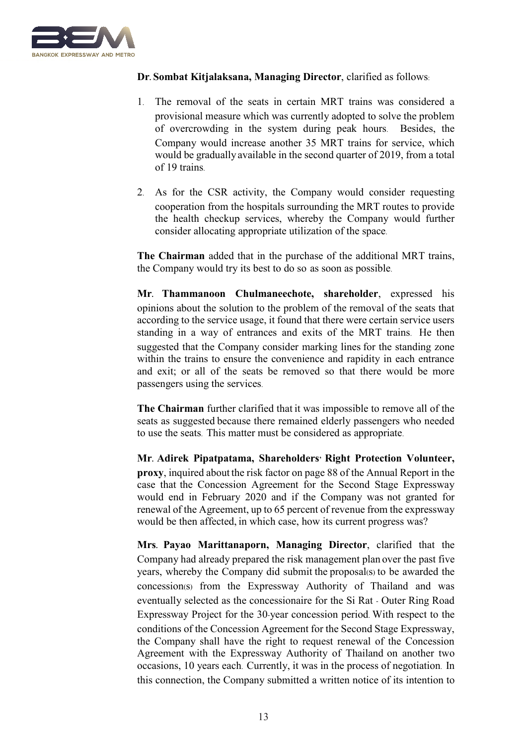**Dr. Sombat Kitjalaksana, Managing Director**, clarified as follows:

1. The removal of the seats in certain MRT trains was considered a provisional measure which was currently adopted to solve the problem of overcrowding in the system during peak hours. Besides, the Company would increase another 35 MRT trains for service, which would be gradually available in the second quarter of 2019, from a total of 19 trains.

2. As for the CSR activity, the Company would consider requesting cooperation from the hospitals surrounding the MRT routes to provide the health checkup services, whereby the Company would further consider allocating appropriate utilization of the space.

**The Chairman** added that in the purchase of the additional MRT trains, the Company would try its best to do so as soon as possible.

**Mr. Thammanoon Chulmaneechote, shareholder**, expressed his opinions about the solution to the problem of the removal of the seats that according to the service usage, it found that there were certain service users standing in a way of entrances and exits of the MRT trains. He then suggested that the Company consider marking lines for the standing zone within the trains to ensure the convenience and rapidity in each entrance and exit; or all of the seats be removed so that there would be more passengers using the services.

**The Chairman** further clarified that it was impossible to remove all of the seats as suggested because there remained elderly passengers who needed to use the seats. This matter must be considered as appropriate.

**Mr. Adirek Pipatpatama, Shareholders' Right Protection Volunteer, proxy**, inquired about the risk factor on page 88 of the Annual Report in the case that the Concession Agreement for the Second Stage Expressway would end in February 2020 and if the Company was not granted for renewal of the Agreement, up to 65 percent of revenue from the expressway would be then affected, in which case, how its current progress was?

**Mrs. Payao Marittanaporn, Managing Director**, clarified that the Company had already prepared the risk management plan over the past five years, whereby the Company did submit the proposal(s) to be awarded the concession(s) from the Expressway Authority of Thailand and was eventually selected as the concessionaire for the Si Rat - Outer Ring Road Expressway Project for the 30-year concession period. With respect to the conditions of the Concession Agreement for the Second Stage Expressway, the Company shall have the right to request renewal of the Concession Agreement with the Expressway Authority of Thailand on another two occasions, 10 years each. Currently, it was in the process of negotiation. In this connection, the Company submitted a written notice of its intention to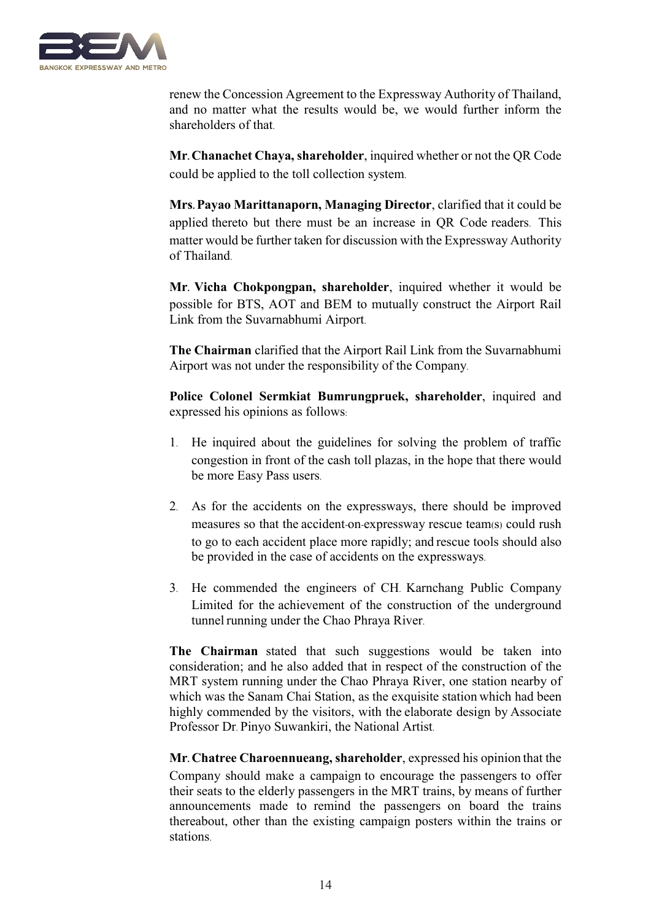renew the Concession Agreement to the Expressway Authority of Thailand, and no matter what the results would be, we would further inform the shareholders of that.

**Mr. Chanachet Chaya, shareholder**, inquired whether or not the QR Code could be applied to the toll collection system.

**Mrs. Payao Marittanaporn, Managing Director**, clarified that it could be applied thereto but there must be an increase in QR Code readers. This matter would be further taken for discussion with the Expressway Authority of Thailand.

**Mr. Vicha Chokpongpan, shareholder**, inquired whether it would be possible for BTS, AOT and BEM to mutually construct the Airport Rail Link from the Suvarnabhumi Airport.

**The Chairman** clarified that the Airport Rail Link from the Suvarnabhumi Airport was not under the responsibility of the Company.

**Police Colonel Sermkiat Bumrungpruek, shareholder**, inquired and expressed his opinions as follows:

1. He inquired about the guidelines for solving the problem of traffic congestion in front of the cash toll plazas, in the hope that there would be more Easy Pass users.
2. As for the accidents on the expressways, there should be improved measures so that the accident-on-expressway rescue team(s) could rush to go to each accident place more rapidly; and rescue tools should also be provided in the case of accidents on the expressways.
3. He commended the engineers of CH. Karnchang Public Company Limited for the achievement of the construction of the underground tunnel running under the Chao Phraya River.

**The Chairman** stated that such suggestions would be taken into consideration; and he also added that in respect of the construction of the MRT system running under the Chao Phraya River, one station nearby of which was the Sanam Chai Station, as the exquisite station which had been highly commended by the visitors, with the elaborate design by Associate Professor Dr. Pinyo Suwankiri, the National Artist.

**Mr. Chatree Charoennueang, shareholder**, expressed his opinion that the Company should make a campaign to encourage the passengers to offer their seats to the elderly passengers in the MRT trains, by means of further announcements made to remind the passengers on board the trains thereabout, other than the existing campaign posters within the trains or stations.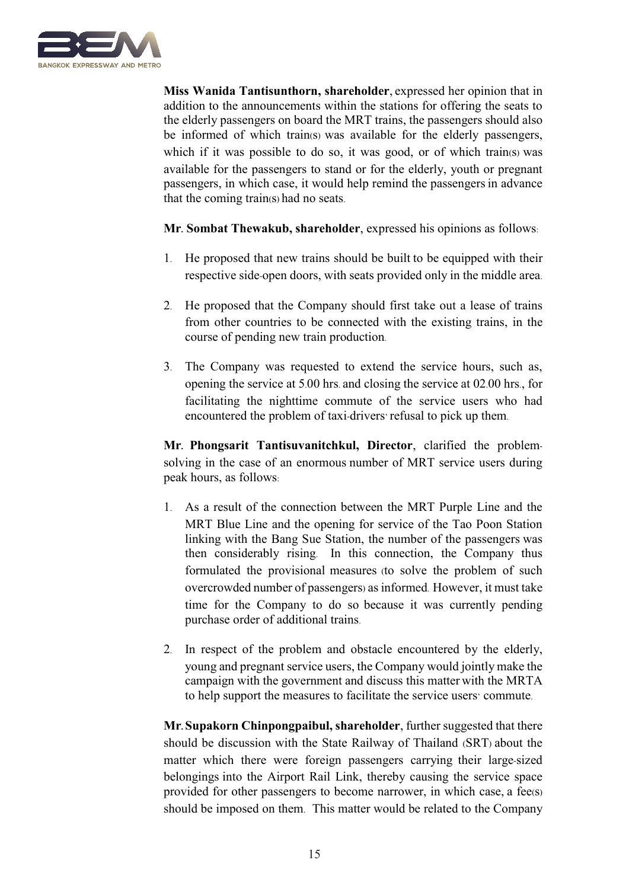**Miss Wanida Tantisunthorn, shareholder**, expressed her opinion that in addition to the announcements within the stations for offering the seats to the elderly passengers on board the MRT trains, the passengers should also be informed of which train(s) was available for the elderly passengers, which if it was possible to do so, it was good, or of which train(s) was available for the passengers to stand or for the elderly, youth or pregnant passengers, in which case, it would help remind the passengers in advance that the coming train(s) had no seats.

**Mr. Sombat Thewakub, shareholder**, expressed his opinions as follows:

1. He proposed that new trains should be built to be equipped with their respective side-open doors, with seats provided only in the middle area.
2. He proposed that the Company should first take out a lease of trains from other countries to be connected with the existing trains, in the course of pending new train production.
3. The Company was requested to extend the service hours, such as, opening the service at 5.00 hrs. and closing the service at 02.00 hrs., for facilitating the nighttime commute of the service users who had encountered the problem of taxi-drivers' refusal to pick up them.

**Mr. Phongsarit Tantisuvanitchkul, Director**, clarified the problem-solving in the case of an enormous number of MRT service users during peak hours, as follows:

1. As a result of the connection between the MRT Purple Line and the MRT Blue Line and the opening for service of the Tao Poon Station linking with the Bang Sue Station, the number of the passengers was then considerably rising. In this connection, the Company thus formulated the provisional measures (to solve the problem of such overcrowded number of passengers) as informed. However, it must take time for the Company to do so because it was currently pending purchase order of additional trains.
2. In respect of the problem and obstacle encountered by the elderly, young and pregnant service users, the Company would jointly make the campaign with the government and discuss this matter with the MRTA to help support the measures to facilitate the service users' commute.

**Mr. Supakorn Chinpongpaibul, shareholder**, further suggested that there should be discussion with the State Railway of Thailand (SRT) about the matter which there were foreign passengers carrying their large-sized belongings into the Airport Rail Link, thereby causing the service space provided for other passengers to become narrower, in which case, a fee(s) should be imposed on them. This matter would be related to the Company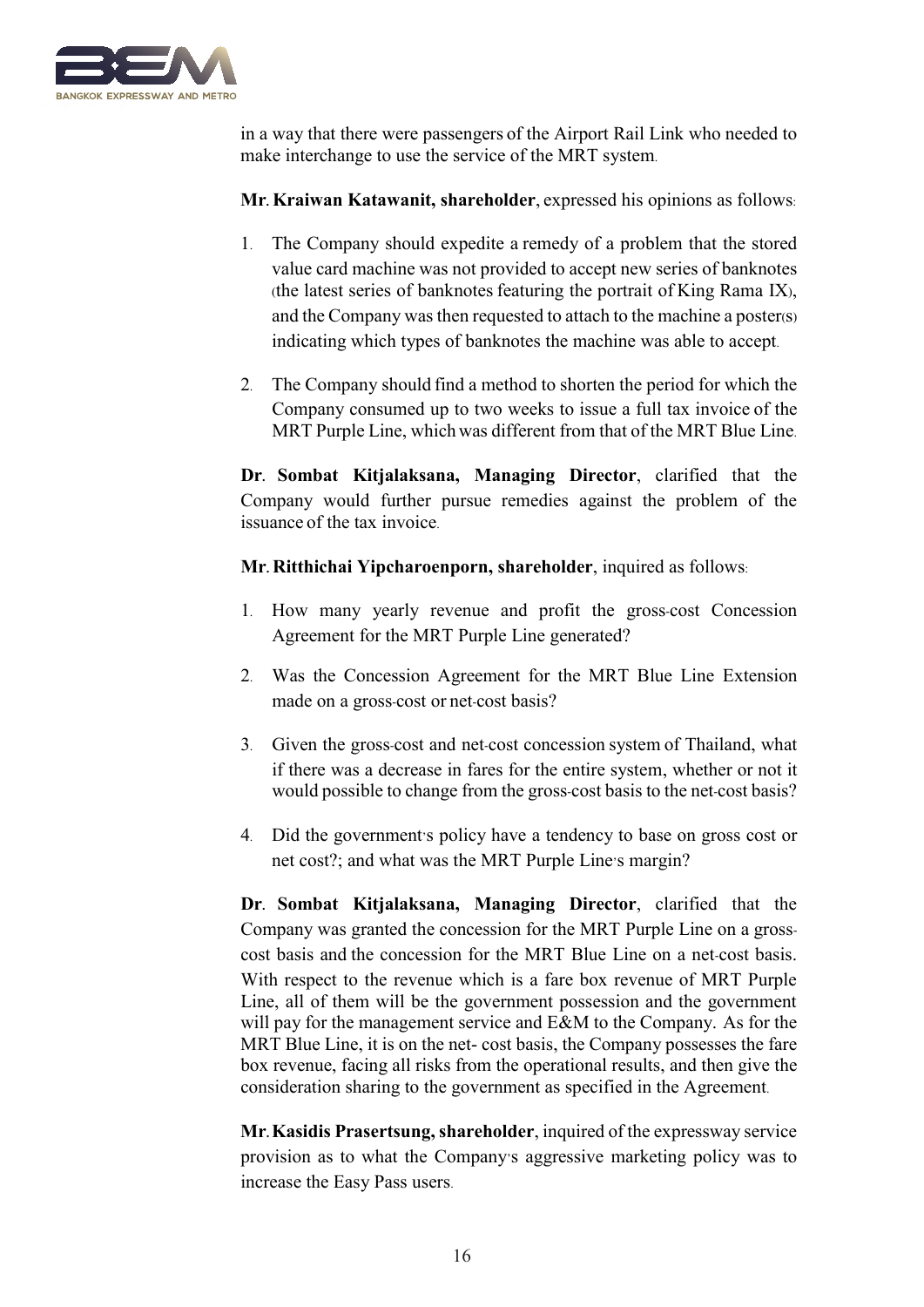in a way that there were passengers of the Airport Rail Link who needed to make interchange to use the service of the MRT system.

**Mr. Kraiwan Katawanit, shareholder**, expressed his opinions as follows:

1. The Company should expedite a remedy of a problem that the stored value card machine was not provided to accept new series of banknotes (the latest series of banknotes featuring the portrait of King Rama IX), and the Company was then requested to attach to the machine a poster(s) indicating which types of banknotes the machine was able to accept.

2. The Company should find a method to shorten the period for which the Company consumed up to two weeks to issue a full tax invoice of the MRT Purple Line, which was different from that of the MRT Blue Line.

**Dr. Sombat Kitjalaksana, Managing Director**, clarified that the Company would further pursue remedies against the problem of the issuance of the tax invoice.

**Mr. Ritthichai Yipcharoenporn, shareholder**, inquired as follows:

1. How many yearly revenue and profit the gross-cost Concession Agreement for the MRT Purple Line generated?

2. Was the Concession Agreement for the MRT Blue Line Extension made on a gross-cost or net-cost basis?

3. Given the gross-cost and net-cost concession system of Thailand, what if there was a decrease in fares for the entire system, whether or not it would possible to change from the gross-cost basis to the net-cost basis?

4. Did the government's policy have a tendency to base on gross cost or net cost?; and what was the MRT Purple Line's margin?

**Dr. Sombat Kitjalaksana, Managing Director**, clarified that the Company was granted the concession for the MRT Purple Line on a gross-cost basis and the concession for the MRT Blue Line on a net-cost basis. With respect to the revenue which is a fare box revenue of MRT Purple Line, all of them will be the government possession and the government will pay for the management service and E&M to the Company. As for the MRT Blue Line, it is on the net- cost basis, the Company possesses the fare box revenue, facing all risks from the operational results, and then give the consideration sharing to the government as specified in the Agreement.

**Mr. Kasidis Prasertsung, shareholder**, inquired of the expressway service provision as to what the Company's aggressive marketing policy was to increase the Easy Pass users.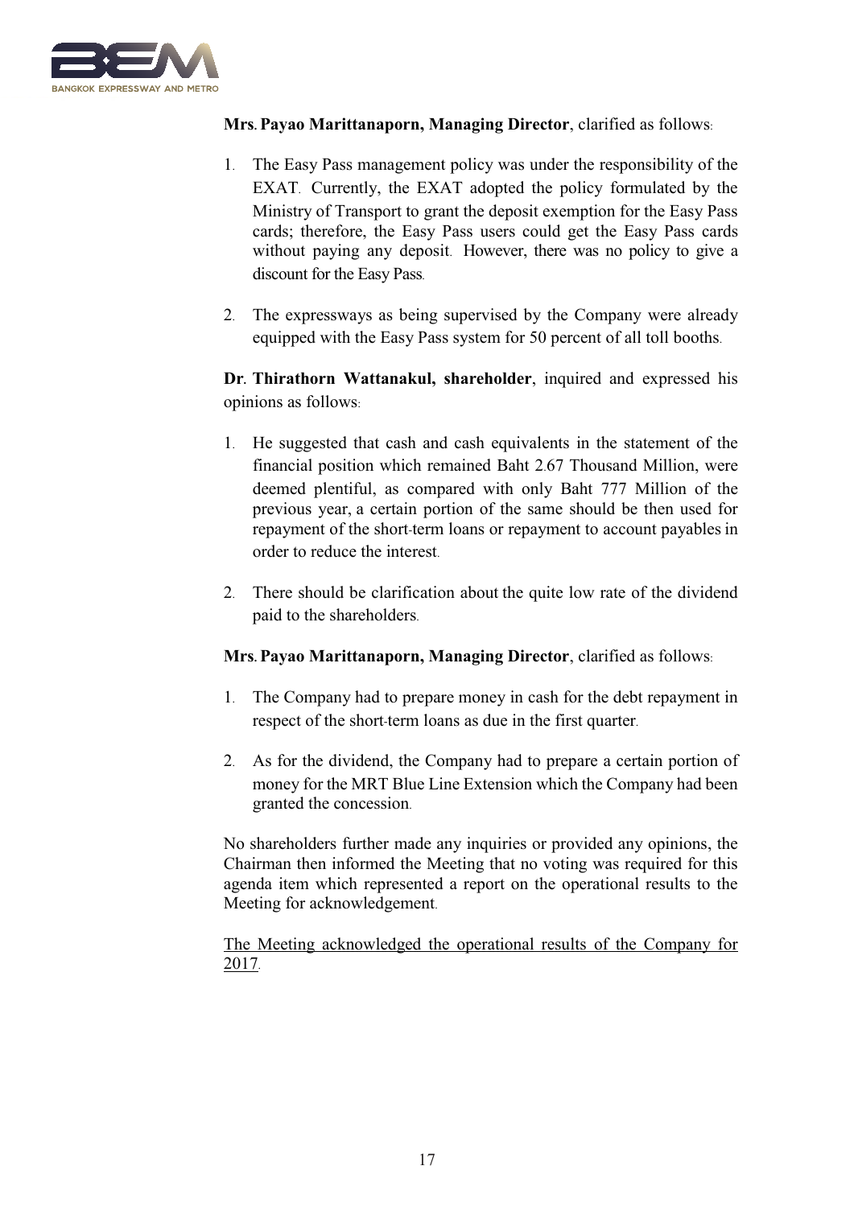**Mrs. Payao Marittanaporn, Managing Director**, clarified as follows:

1. The Easy Pass management policy was under the responsibility of the EXAT. Currently, the EXAT adopted the policy formulated by the Ministry of Transport to grant the deposit exemption for the Easy Pass cards; therefore, the Easy Pass users could get the Easy Pass cards without paying any deposit. However, there was no policy to give a discount for the Easy Pass.

2. The expressways as being supervised by the Company were already equipped with the Easy Pass system for 50 percent of all toll booths.

**Dr. Thirathorn Wattanakul, shareholder**, inquired and expressed his opinions as follows:

1. He suggested that cash and cash equivalents in the statement of the financial position which remained Baht 2.67 Thousand Million, were deemed plentiful, as compared with only Baht 777 Million of the previous year, a certain portion of the same should be then used for repayment of the short-term loans or repayment to account payables in order to reduce the interest.

2. There should be clarification about the quite low rate of the dividend paid to the shareholders.

**Mrs. Payao Marittanaporn, Managing Director**, clarified as follows:

1. The Company had to prepare money in cash for the debt repayment in respect of the short-term loans as due in the first quarter.

2. As for the dividend, the Company had to prepare a certain portion of money for the MRT Blue Line Extension which the Company had been granted the concession.

No shareholders further made any inquiries or provided any opinions, the Chairman then informed the Meeting that no voting was required for this agenda item which represented a report on the operational results to the Meeting for acknowledgement.

<u>The Meeting acknowledged the operational results of the Company for 2017.</u>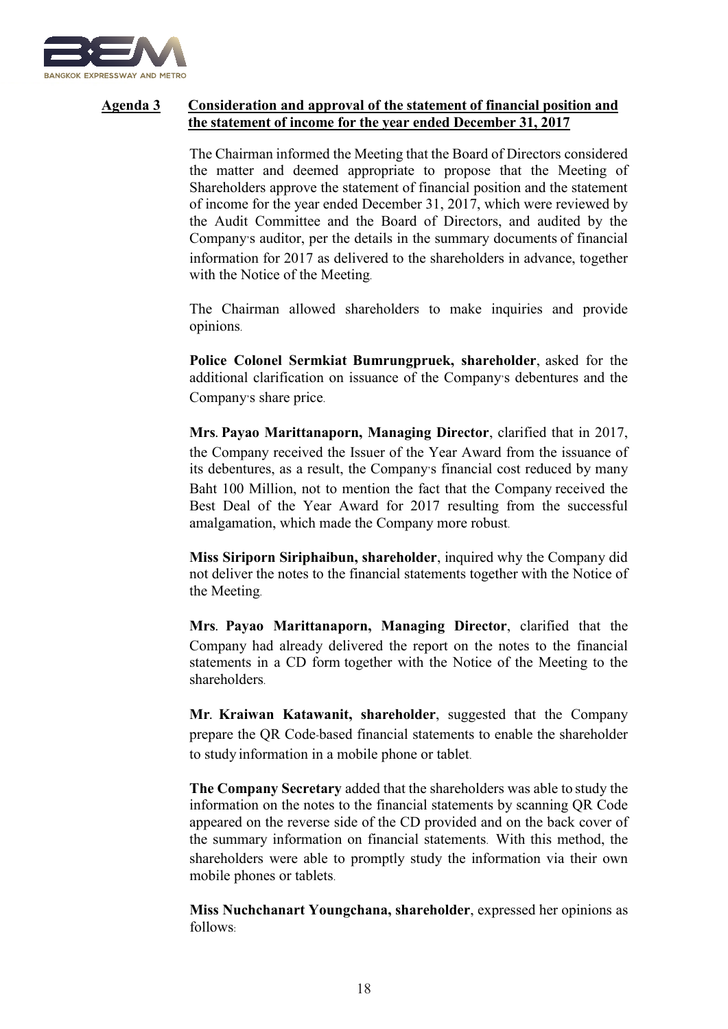**Agenda 3** **Consideration and approval of the statement of financial position and the statement of income for the year ended December 31, 2017**

The Chairman informed the Meeting that the Board of Directors considered the matter and deemed appropriate to propose that the Meeting of Shareholders approve the statement of financial position and the statement of income for the year ended December 31, 2017, which were reviewed by the Audit Committee and the Board of Directors, and audited by the Company's auditor, per the details in the summary documents of financial information for 2017 as delivered to the shareholders in advance, together with the Notice of the Meeting.

The Chairman allowed shareholders to make inquiries and provide opinions.

**Police Colonel Sermkiat Bumrungpruek, shareholder**, asked for the additional clarification on issuance of the Company's debentures and the Company's share price.

**Mrs. Payao Marittanaporn, Managing Director**, clarified that in 2017, the Company received the Issuer of the Year Award from the issuance of its debentures, as a result, the Company's financial cost reduced by many Baht 100 Million, not to mention the fact that the Company received the Best Deal of the Year Award for 2017 resulting from the successful amalgamation, which made the Company more robust.

**Miss Siriporn Siriphaibun, shareholder**, inquired why the Company did not deliver the notes to the financial statements together with the Notice of the Meeting.

**Mrs. Payao Marittanaporn, Managing Director**, clarified that the Company had already delivered the report on the notes to the financial statements in a CD form together with the Notice of the Meeting to the shareholders.

**Mr. Kraiwan Katawanit, shareholder**, suggested that the Company prepare the QR Code-based financial statements to enable the shareholder to study information in a mobile phone or tablet.

**The Company Secretary** added that the shareholders was able to study the information on the notes to the financial statements by scanning QR Code appeared on the reverse side of the CD provided and on the back cover of the summary information on financial statements. With this method, the shareholders were able to promptly study the information via their own mobile phones or tablets.

**Miss Nuchchanart Youngchana, shareholder**, expressed her opinions as follows: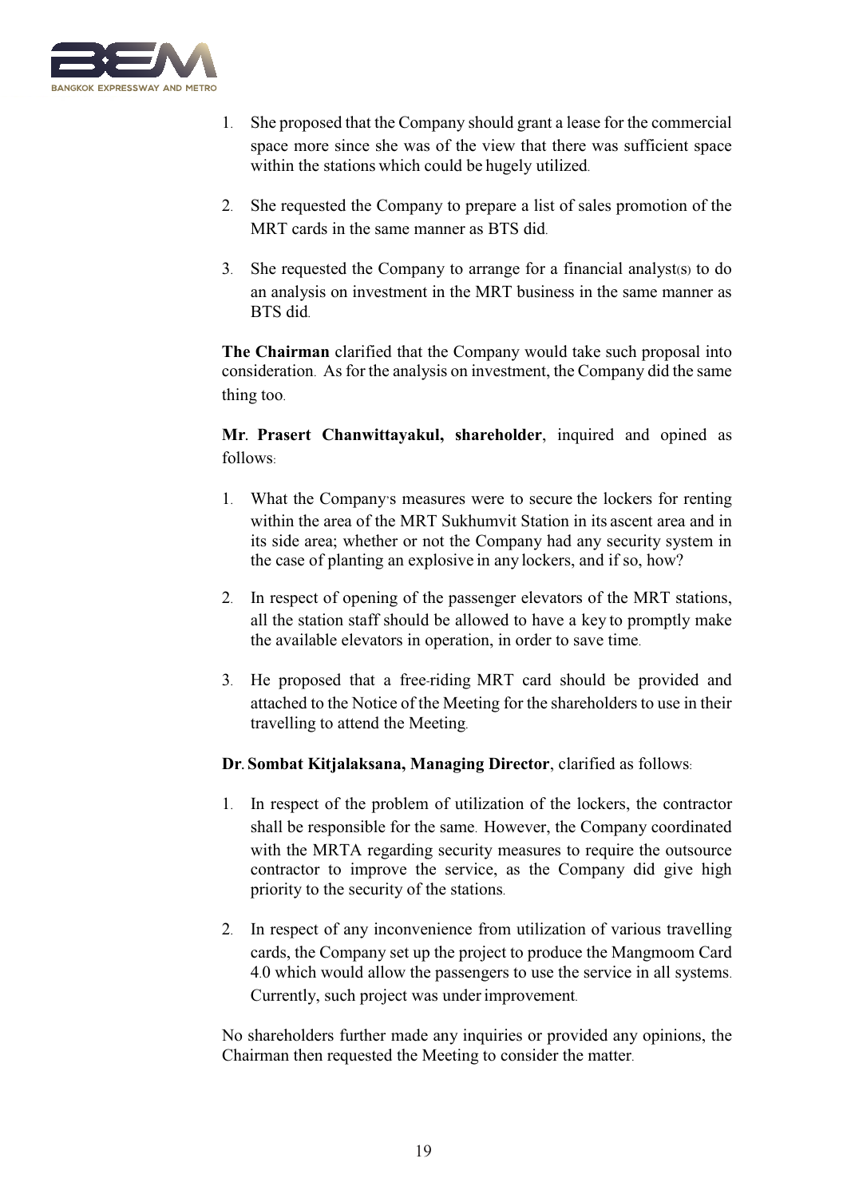1. She proposed that the Company should grant a lease for the commercial space more since she was of the view that there was sufficient space within the stations which could be hugely utilized.

2. She requested the Company to prepare a list of sales promotion of the MRT cards in the same manner as BTS did.

3. She requested the Company to arrange for a financial analyst(s) to do an analysis on investment in the MRT business in the same manner as BTS did.

**The Chairman** clarified that the Company would take such proposal into consideration. As for the analysis on investment, the Company did the same thing too.

**Mr. Prasert Chanwittayakul, shareholder**, inquired and opined as follows:

1. What the Company's measures were to secure the lockers for renting within the area of the MRT Sukhumvit Station in its ascent area and in its side area; whether or not the Company had any security system in the case of planting an explosive in any lockers, and if so, how?

2. In respect of opening of the passenger elevators of the MRT stations, all the station staff should be allowed to have a key to promptly make the available elevators in operation, in order to save time.

3. He proposed that a free-riding MRT card should be provided and attached to the Notice of the Meeting for the shareholders to use in their travelling to attend the Meeting.

**Dr. Sombat Kitjalaksana, Managing Director**, clarified as follows:

1. In respect of the problem of utilization of the lockers, the contractor shall be responsible for the same. However, the Company coordinated with the MRTA regarding security measures to require the outsource contractor to improve the service, as the Company did give high priority to the security of the stations.

2. In respect of any inconvenience from utilization of various travelling cards, the Company set up the project to produce the Mangmoom Card 4.0 which would allow the passengers to use the service in all systems. Currently, such project was under improvement.

No shareholders further made any inquiries or provided any opinions, the Chairman then requested the Meeting to consider the matter.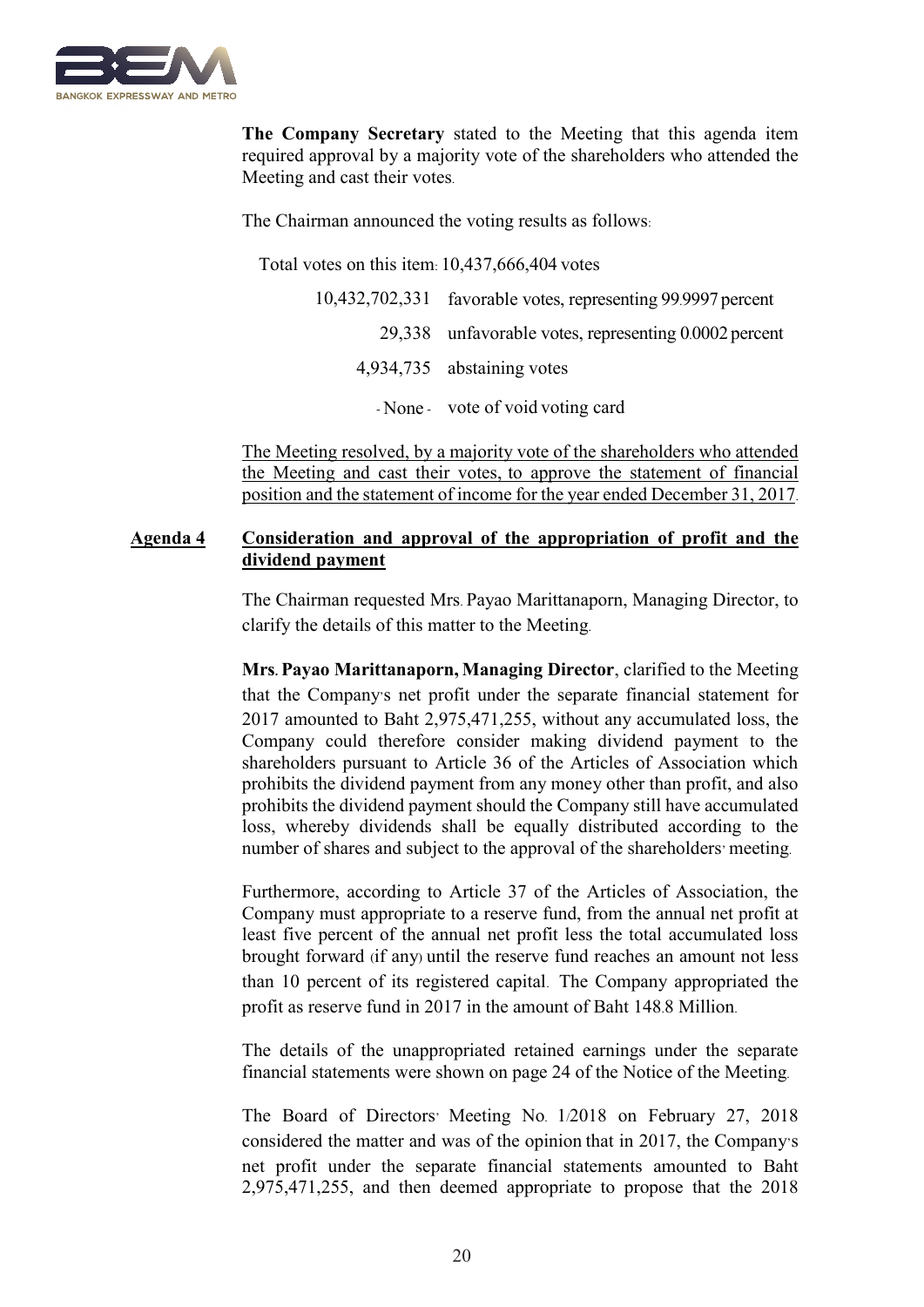**The Company Secretary** stated to the Meeting that this agenda item required approval by a majority vote of the shareholders who attended the Meeting and cast their votes.

The Chairman announced the voting results as follows:

Total votes on this item: 10,437,666,404 votes

| | |
|---|---|
| 10,432,702,331 | favorable votes, representing 99.9997 percent |
| 29,338 | unfavorable votes, representing 0.0002 percent |
| 4,934,735 | abstaining votes |
| - None - | vote of void voting card |

The Meeting resolved, by a majority vote of the shareholders who attended the Meeting and cast their votes, to approve the statement of financial position and the statement of income for the year ended December 31, 2017.

**Agenda 4 Consideration and approval of the appropriation of profit and the dividend payment**

The Chairman requested Mrs. Payao Marittanaporn, Managing Director, to clarify the details of this matter to the Meeting.

**Mrs. Payao Marittanaporn, Managing Director**, clarified to the Meeting that the Company's net profit under the separate financial statement for 2017 amounted to Baht 2,975,471,255, without any accumulated loss, the Company could therefore consider making dividend payment to the shareholders pursuant to Article 36 of the Articles of Association which prohibits the dividend payment from any money other than profit, and also prohibits the dividend payment should the Company still have accumulated loss, whereby dividends shall be equally distributed according to the number of shares and subject to the approval of the shareholders' meeting.

Furthermore, according to Article 37 of the Articles of Association, the Company must appropriate to a reserve fund, from the annual net profit at least five percent of the annual net profit less the total accumulated loss brought forward (if any) until the reserve fund reaches an amount not less than 10 percent of its registered capital. The Company appropriated the profit as reserve fund in 2017 in the amount of Baht 148.8 Million.

The details of the unappropriated retained earnings under the separate financial statements were shown on page 24 of the Notice of the Meeting.

The Board of Directors' Meeting No. 1/2018 on February 27, 2018 considered the matter and was of the opinion that in 2017, the Company's net profit under the separate financial statements amounted to Baht 2,975,471,255, and then deemed appropriate to propose that the 2018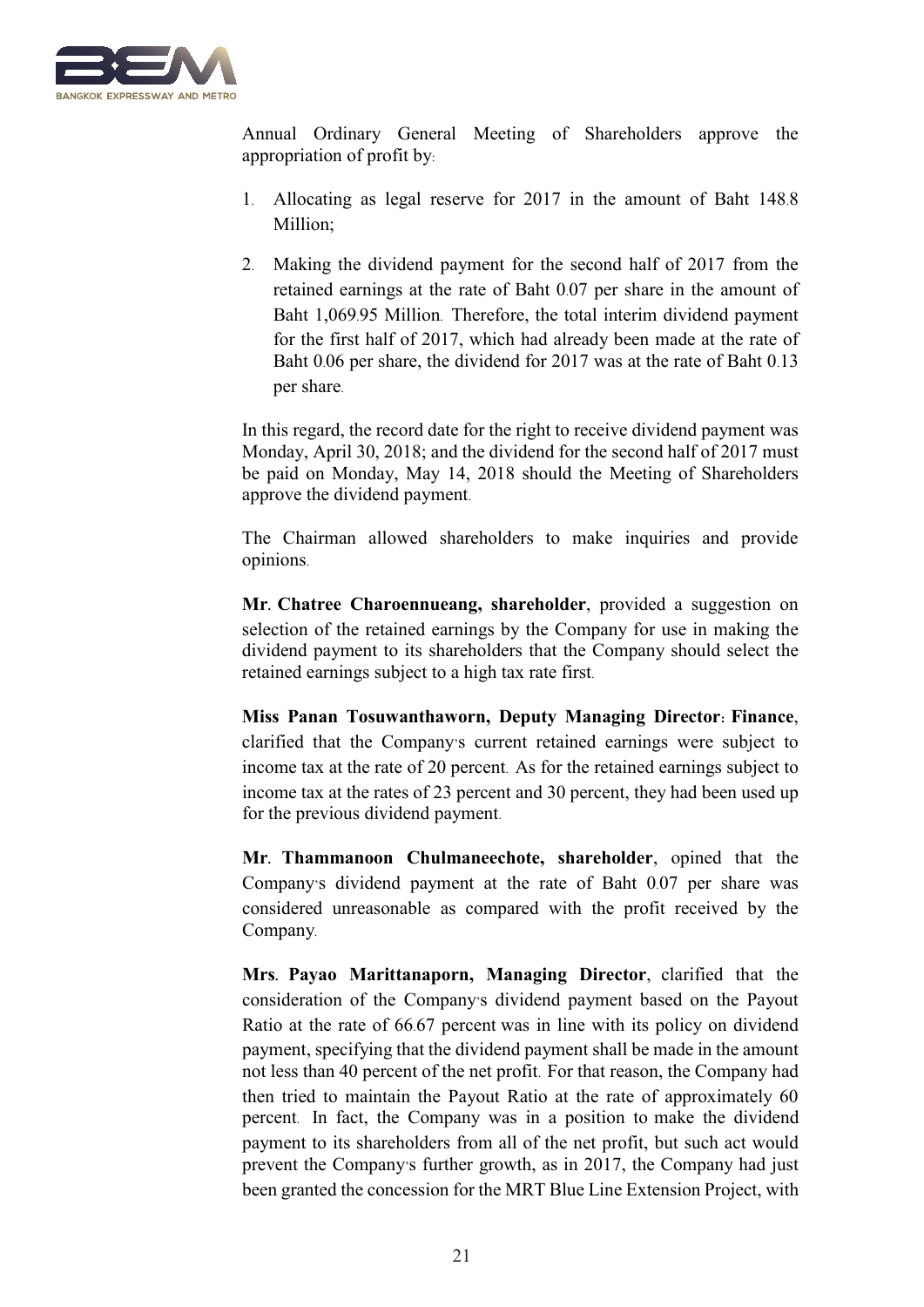Annual Ordinary General Meeting of Shareholders approve the appropriation of profit by:

1. Allocating as legal reserve for 2017 in the amount of Baht 148.8 Million;
2. Making the dividend payment for the second half of 2017 from the retained earnings at the rate of Baht 0.07 per share in the amount of Baht 1,069.95 Million. Therefore, the total interim dividend payment for the first half of 2017, which had already been made at the rate of Baht 0.06 per share, the dividend for 2017 was at the rate of Baht 0.13 per share.

In this regard, the record date for the right to receive dividend payment was Monday, April 30, 2018; and the dividend for the second half of 2017 must be paid on Monday, May 14, 2018 should the Meeting of Shareholders approve the dividend payment.

The Chairman allowed shareholders to make inquiries and provide opinions.

**Mr. Chatree Charoennueang, shareholder**, provided a suggestion on selection of the retained earnings by the Company for use in making the dividend payment to its shareholders that the Company should select the retained earnings subject to a high tax rate first.

**Miss Panan Tosuwanthaworn, Deputy Managing Director: Finance**, clarified that the Company's current retained earnings were subject to income tax at the rate of 20 percent. As for the retained earnings subject to income tax at the rates of 23 percent and 30 percent, they had been used up for the previous dividend payment.

**Mr. Thammanoon Chulmaneechote, shareholder**, opined that the Company's dividend payment at the rate of Baht 0.07 per share was considered unreasonable as compared with the profit received by the Company.

**Mrs. Payao Marittanaporn, Managing Director**, clarified that the consideration of the Company's dividend payment based on the Payout Ratio at the rate of 66.67 percent was in line with its policy on dividend payment, specifying that the dividend payment shall be made in the amount not less than 40 percent of the net profit. For that reason, the Company had then tried to maintain the Payout Ratio at the rate of approximately 60 percent. In fact, the Company was in a position to make the dividend payment to its shareholders from all of the net profit, but such act would prevent the Company's further growth, as in 2017, the Company had just been granted the concession for the MRT Blue Line Extension Project, with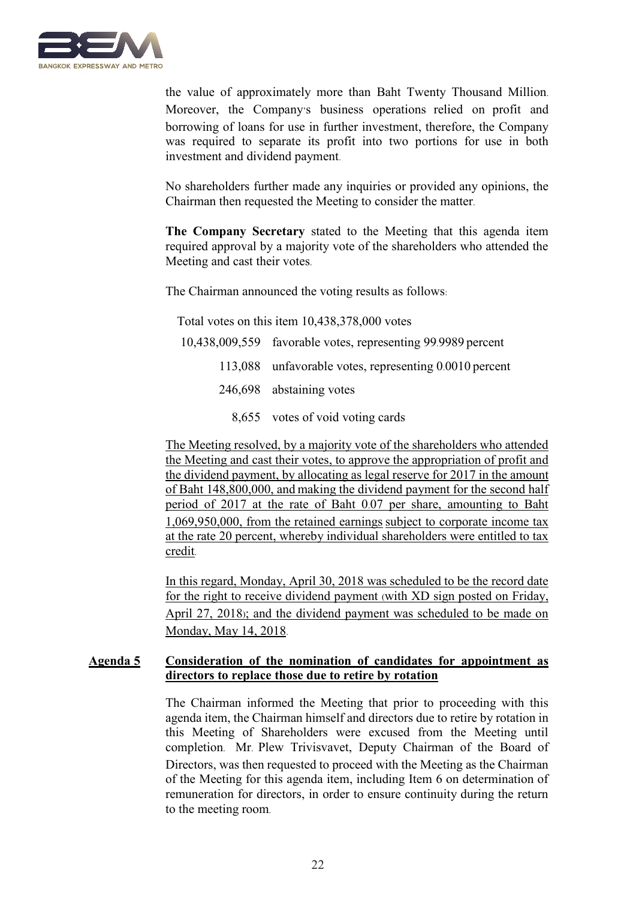the value of approximately more than Baht Twenty Thousand Million. Moreover, the Company's business operations relied on profit and borrowing of loans for use in further investment, therefore, the Company was required to separate its profit into two portions for use in both investment and dividend payment.

No shareholders further made any inquiries or provided any opinions, the Chairman then requested the Meeting to consider the matter.

**The Company Secretary** stated to the Meeting that this agenda item required approval by a majority vote of the shareholders who attended the Meeting and cast their votes.

The Chairman announced the voting results as follows:

Total votes on this item 10,438,378,000 votes

| | |
|---|---|
| 10,438,009,559 | favorable votes, representing 99.9989 percent |
| 113,088 | unfavorable votes, representing 0.0010 percent |
| 246,698 | abstaining votes |
| 8,655 | votes of void voting cards |

<u>The Meeting resolved, by a majority vote of the shareholders who attended the Meeting and cast their votes, to approve the appropriation of profit and the dividend payment, by allocating as legal reserve for 2017 in the amount of Baht 148,800,000, and making the dividend payment for the second half period of 2017 at the rate of Baht 0.07 per share, amounting to Baht 1,069,950,000, from the retained earnings subject to corporate income tax at the rate 20 percent, whereby individual shareholders were entitled to tax credit.</u>

<u>In this regard, Monday, April 30, 2018 was scheduled to be the record date for the right to receive dividend payment (with XD sign posted on Friday, April 27, 2018); and the dividend payment was scheduled to be made on Monday, May 14, 2018.</u>

## Agenda 5 Consideration of the nomination of candidates for appointment as directors to replace those due to retire by rotation

The Chairman informed the Meeting that prior to proceeding with this agenda item, the Chairman himself and directors due to retire by rotation in this Meeting of Shareholders were excused from the Meeting until completion. Mr. Plew Trivisvavet, Deputy Chairman of the Board of Directors, was then requested to proceed with the Meeting as the Chairman of the Meeting for this agenda item, including Item 6 on determination of remuneration for directors, in order to ensure continuity during the return to the meeting room.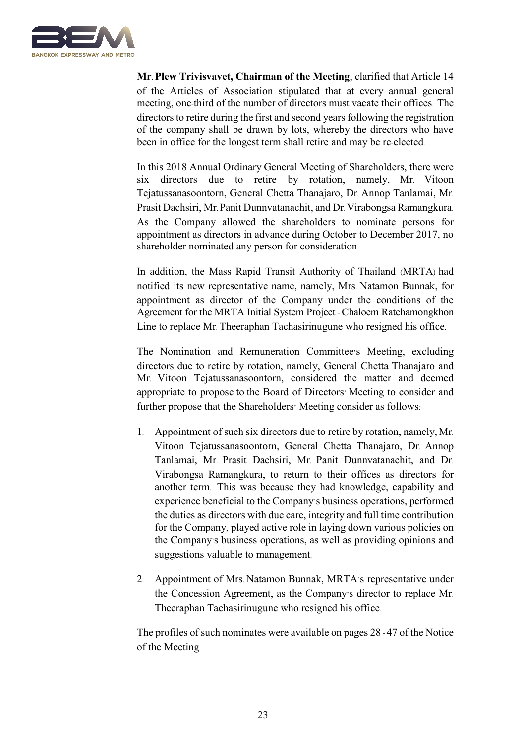**Mr. Plew Trivisvavet, Chairman of the Meeting**, clarified that Article 14 of the Articles of Association stipulated that at every annual general meeting, one-third of the number of directors must vacate their offices. The directors to retire during the first and second years following the registration of the company shall be drawn by lots, whereby the directors who have been in office for the longest term shall retire and may be re-elected.

In this 2018 Annual Ordinary General Meeting of Shareholders, there were six directors due to retire by rotation, namely, Mr. Vitoon Tejatussanasoontorn, General Chetta Thanajaro, Dr. Annop Tanlamai, Mr. Prasit Dachsiri, Mr. Panit Dunnvatanachit, and Dr. Virabongsa Ramangkura. As the Company allowed the shareholders to nominate persons for appointment as directors in advance during October to December 2017, no shareholder nominated any person for consideration.

In addition, the Mass Rapid Transit Authority of Thailand (MRTA) had notified its new representative name, namely, Mrs. Natamon Bunnak, for appointment as director of the Company under the conditions of the Agreement for the MRTA Initial System Project - Chaloem Ratchamongkhon Line to replace Mr. Theeraphan Tachasirinugune who resigned his office.

The Nomination and Remuneration Committee's Meeting, excluding directors due to retire by rotation, namely, General Chetta Thanajaro and Mr. Vitoon Tejatussanasoontorn, considered the matter and deemed appropriate to propose to the Board of Directors' Meeting to consider and further propose that the Shareholders' Meeting consider as follows:

1. Appointment of such six directors due to retire by rotation, namely, Mr. Vitoon Tejatussanasoontorn, General Chetta Thanajaro, Dr. Annop Tanlamai, Mr. Prasit Dachsiri, Mr. Panit Dunnvatanachit, and Dr. Virabongsa Ramangkura, to return to their offices as directors for another term. This was because they had knowledge, capability and experience beneficial to the Company's business operations, performed the duties as directors with due care, integrity and full time contribution for the Company, played active role in laying down various policies on the Company's business operations, as well as providing opinions and suggestions valuable to management.

2. Appointment of Mrs. Natamon Bunnak, MRTA's representative under the Concession Agreement, as the Company's director to replace Mr. Theeraphan Tachasirinugune who resigned his office.

The profiles of such nominates were available on pages 28 - 47 of the Notice of the Meeting.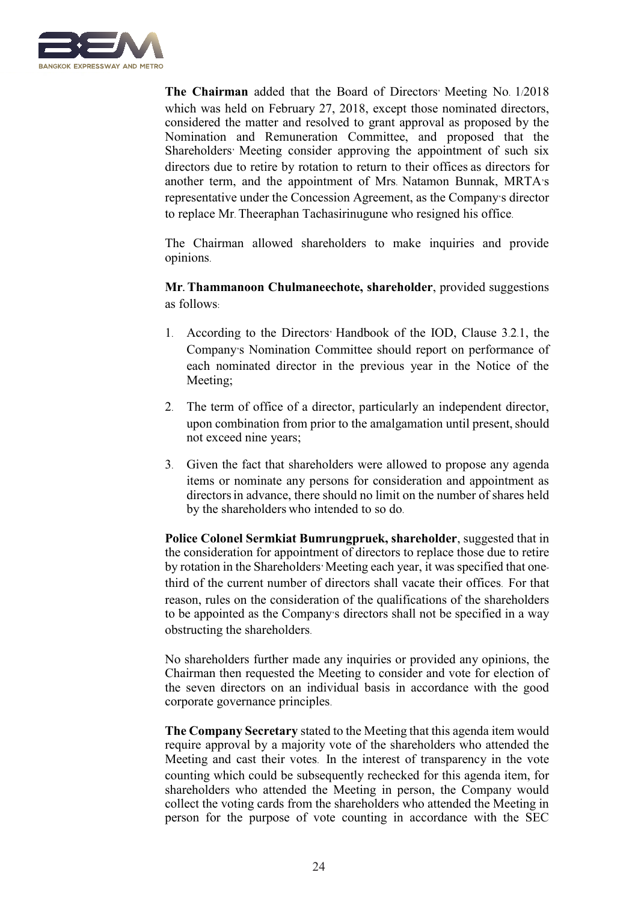**The Chairman** added that the Board of Directors' Meeting No. 1/2018 which was held on February 27, 2018, except those nominated directors, considered the matter and resolved to grant approval as proposed by the Nomination and Remuneration Committee, and proposed that the Shareholders' Meeting consider approving the appointment of such six directors due to retire by rotation to return to their offices as directors for another term, and the appointment of Mrs. Natamon Bunnak, MRTA's representative under the Concession Agreement, as the Company's director to replace Mr. Theeraphan Tachasirinugune who resigned his office.

The Chairman allowed shareholders to make inquiries and provide opinions.

**Mr. Thammanoon Chulmaneechote, shareholder**, provided suggestions as follows:

1. According to the Directors' Handbook of the IOD, Clause 3.2.1, the Company's Nomination Committee should report on performance of each nominated director in the previous year in the Notice of the Meeting;
2. The term of office of a director, particularly an independent director, upon combination from prior to the amalgamation until present, should not exceed nine years;
3. Given the fact that shareholders were allowed to propose any agenda items or nominate any persons for consideration and appointment as directors in advance, there should no limit on the number of shares held by the shareholders who intended to so do.

**Police Colonel Sermkiat Bumrungpruek, shareholder**, suggested that in the consideration for appointment of directors to replace those due to retire by rotation in the Shareholders' Meeting each year, it was specified that one-third of the current number of directors shall vacate their offices. For that reason, rules on the consideration of the qualifications of the shareholders to be appointed as the Company's directors shall not be specified in a way obstructing the shareholders.

No shareholders further made any inquiries or provided any opinions, the Chairman then requested the Meeting to consider and vote for election of the seven directors on an individual basis in accordance with the good corporate governance principles.

**The Company Secretary** stated to the Meeting that this agenda item would require approval by a majority vote of the shareholders who attended the Meeting and cast their votes. In the interest of transparency in the vote counting which could be subsequently rechecked for this agenda item, for shareholders who attended the Meeting in person, the Company would collect the voting cards from the shareholders who attended the Meeting in person for the purpose of vote counting in accordance with the SEC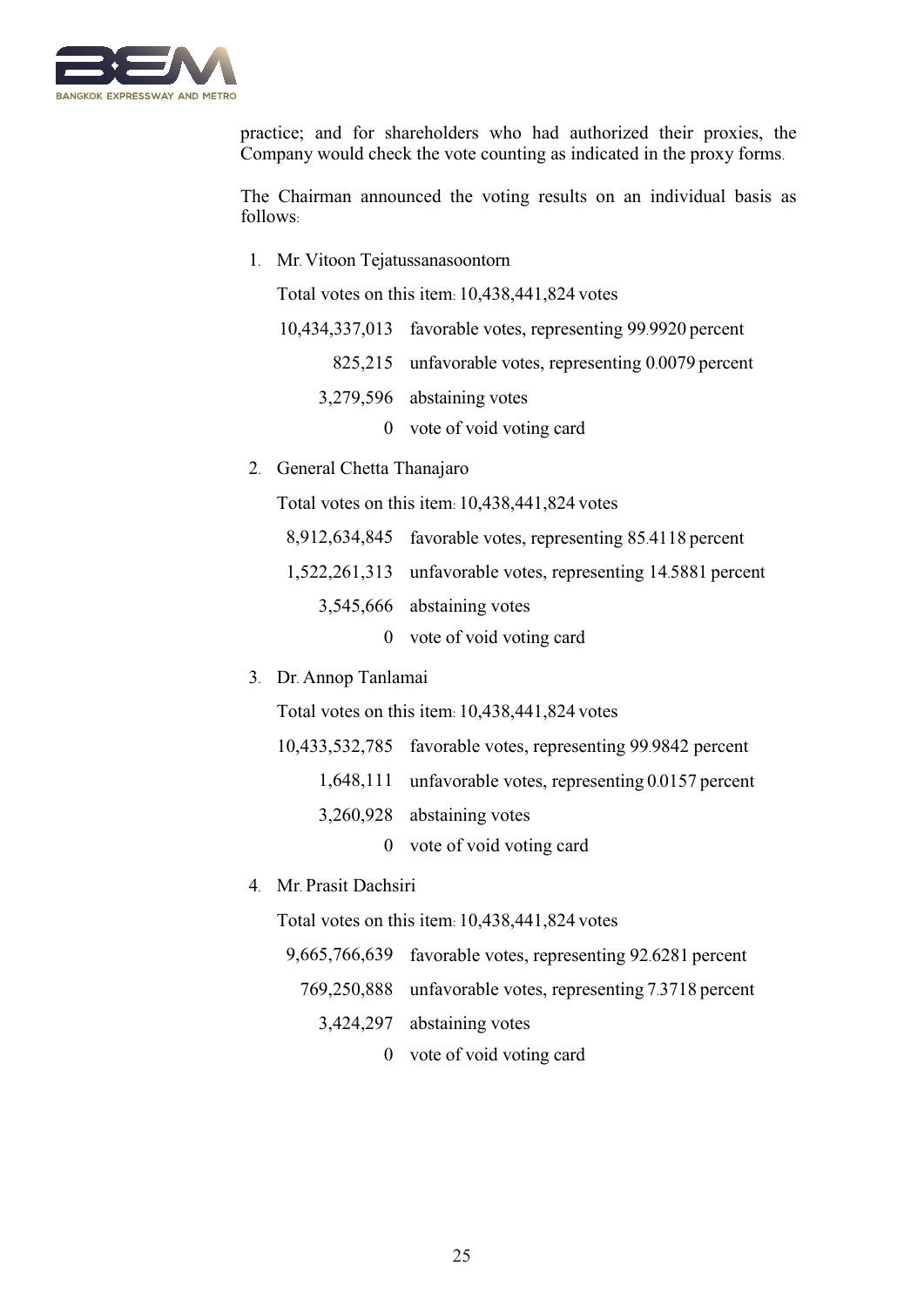practice; and for shareholders who had authorized their proxies, the Company would check the vote counting as indicated in the proxy forms.

The Chairman announced the voting results on an individual basis as follows:

1. Mr. Vitoon Tejatussanasoontorn

   Total votes on this item: 10,438,441,824 votes

   | | |
   |---|---|
   | 10,434,337,013 | favorable votes, representing 99.9920 percent |
   | 825,215 | unfavorable votes, representing 0.0079 percent |
   | 3,279,596 | abstaining votes |
   | 0 | vote of void voting card |

2. General Chetta Thanajaro

   Total votes on this item: 10,438,441,824 votes

   | | |
   |---|---|
   | 8,912,634,845 | favorable votes, representing 85.4118 percent |
   | 1,522,261,313 | unfavorable votes, representing 14.5881 percent |
   | 3,545,666 | abstaining votes |
   | 0 | vote of void voting card |

3. Dr. Annop Tanlamai

   Total votes on this item: 10,438,441,824 votes

   | | |
   |---|---|
   | 10,433,532,785 | favorable votes, representing 99.9842 percent |
   | 1,648,111 | unfavorable votes, representing 0.0157 percent |
   | 3,260,928 | abstaining votes |
   | 0 | vote of void voting card |

4. Mr. Prasit Dachsiri

   Total votes on this item: 10,438,441,824 votes

   | | |
   |---|---|
   | 9,665,766,639 | favorable votes, representing 92.6281 percent |
   | 769,250,888 | unfavorable votes, representing 7.3718 percent |
   | 3,424,297 | abstaining votes |
   | 0 | vote of void voting card |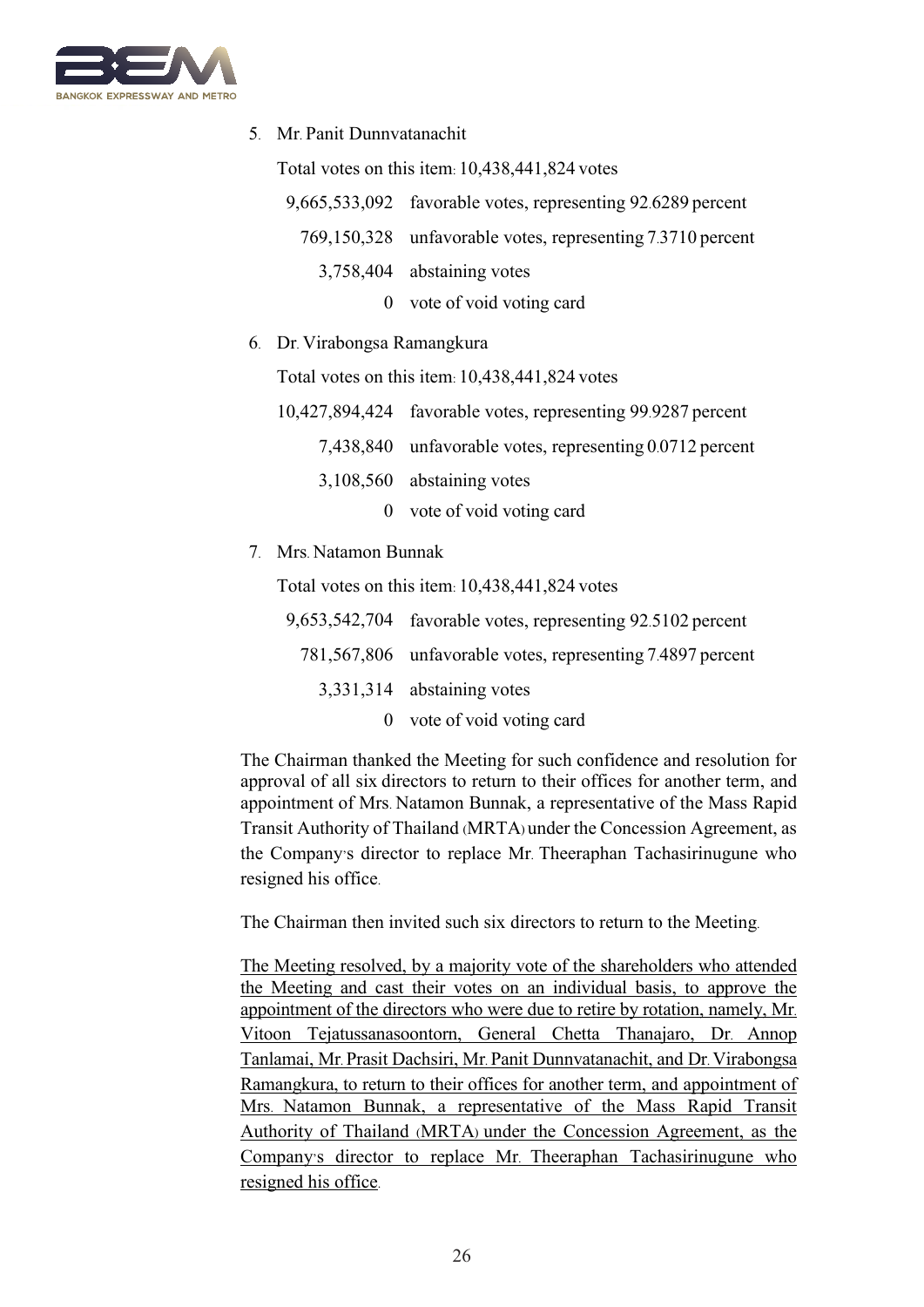5. Mr. Panit Dunnvatanachit

   Total votes on this item: 10,438,441,824 votes

| | |
|---|---|
| 9,665,533,092 | favorable votes, representing 92.6289 percent |
| 769,150,328 | unfavorable votes, representing 7.3710 percent |
| 3,758,404 | abstaining votes |
| 0 | vote of void voting card |

6. Dr. Virabongsa Ramangkura

   Total votes on this item: 10,438,441,824 votes

| | |
|---|---|
| 10,427,894,424 | favorable votes, representing 99.9287 percent |
| 7,438,840 | unfavorable votes, representing 0.0712 percent |
| 3,108,560 | abstaining votes |
| 0 | vote of void voting card |

7. Mrs. Natamon Bunnak

   Total votes on this item: 10,438,441,824 votes

| | |
|---|---|
| 9,653,542,704 | favorable votes, representing 92.5102 percent |
| 781,567,806 | unfavorable votes, representing 7.4897 percent |
| 3,331,314 | abstaining votes |
| 0 | vote of void voting card |

The Chairman thanked the Meeting for such confidence and resolution for approval of all six directors to return to their offices for another term, and appointment of Mrs. Natamon Bunnak, a representative of the Mass Rapid Transit Authority of Thailand (MRTA) under the Concession Agreement, as the Company's director to replace Mr. Theeraphan Tachasirinugune who resigned his office.

The Chairman then invited such six directors to return to the Meeting.

The Meeting resolved, by a majority vote of the shareholders who attended the Meeting and cast their votes on an individual basis, to approve the appointment of the directors who were due to retire by rotation, namely, Mr. Vitoon Tejatussanasoontorn, General Chetta Thanajaro, Dr. Annop Tanlamai, Mr. Prasit Dachsiri, Mr. Panit Dunnvatanachit, and Dr. Virabongsa Ramangkura, to return to their offices for another term, and appointment of Mrs. Natamon Bunnak, a representative of the Mass Rapid Transit Authority of Thailand (MRTA) under the Concession Agreement, as the Company's director to replace Mr. Theeraphan Tachasirinugune who resigned his office.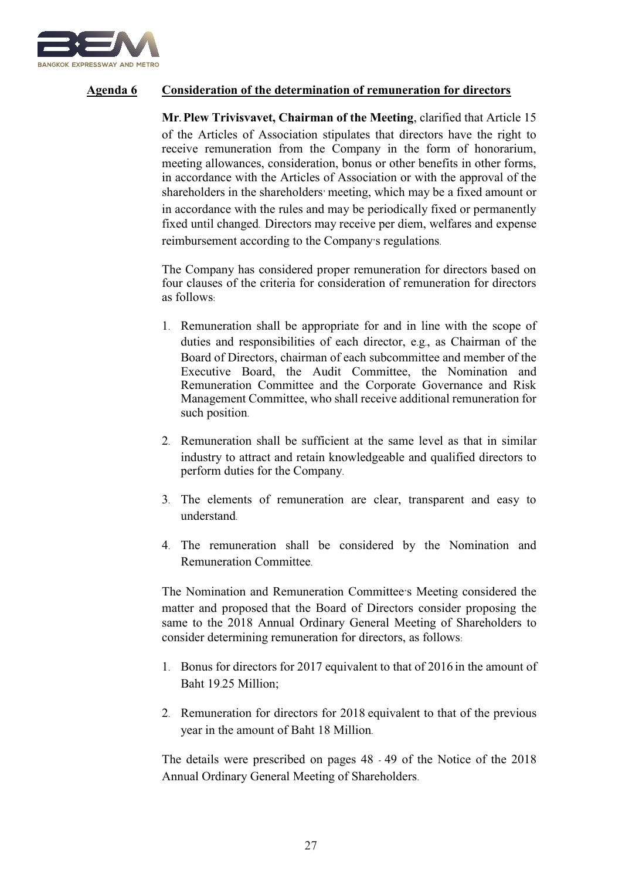**Agenda 6 Consideration of the determination of remuneration for directors**

**Mr. Plew Trivisvavet, Chairman of the Meeting**, clarified that Article 15 of the Articles of Association stipulates that directors have the right to receive remuneration from the Company in the form of honorarium, meeting allowances, consideration, bonus or other benefits in other forms, in accordance with the Articles of Association or with the approval of the shareholders in the shareholders' meeting, which may be a fixed amount or in accordance with the rules and may be periodically fixed or permanently fixed until changed. Directors may receive per diem, welfares and expense reimbursement according to the Company's regulations.

The Company has considered proper remuneration for directors based on four clauses of the criteria for consideration of remuneration for directors as follows:

1. Remuneration shall be appropriate for and in line with the scope of duties and responsibilities of each director, e.g., as Chairman of the Board of Directors, chairman of each subcommittee and member of the Executive Board, the Audit Committee, the Nomination and Remuneration Committee and the Corporate Governance and Risk Management Committee, who shall receive additional remuneration for such position.
2. Remuneration shall be sufficient at the same level as that in similar industry to attract and retain knowledgeable and qualified directors to perform duties for the Company.
3. The elements of remuneration are clear, transparent and easy to understand.
4. The remuneration shall be considered by the Nomination and Remuneration Committee.

The Nomination and Remuneration Committee's Meeting considered the matter and proposed that the Board of Directors consider proposing the same to the 2018 Annual Ordinary General Meeting of Shareholders to consider determining remuneration for directors, as follows:

1. Bonus for directors for 2017 equivalent to that of 2016 in the amount of Baht 19.25 Million;
2. Remuneration for directors for 2018 equivalent to that of the previous year in the amount of Baht 18 Million.

The details were prescribed on pages 48 - 49 of the Notice of the 2018 Annual Ordinary General Meeting of Shareholders.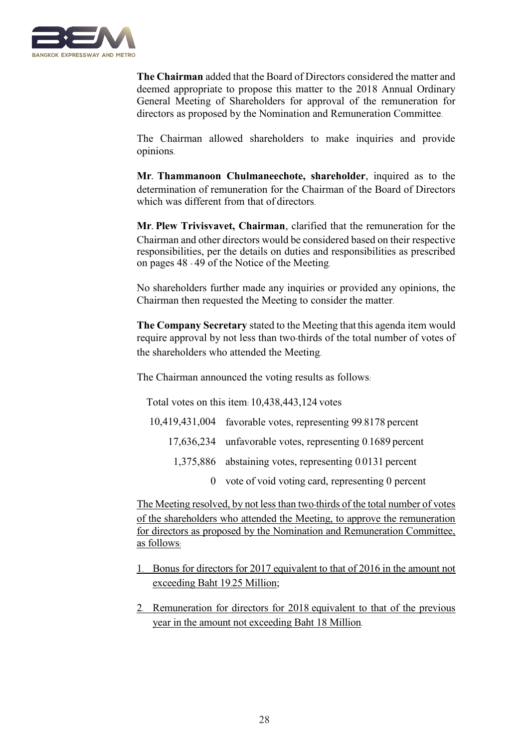**The Chairman** added that the Board of Directors considered the matter and deemed appropriate to propose this matter to the 2018 Annual Ordinary General Meeting of Shareholders for approval of the remuneration for directors as proposed by the Nomination and Remuneration Committee.

The Chairman allowed shareholders to make inquiries and provide opinions.

**Mr. Thammanoon Chulmaneechote, shareholder**, inquired as to the determination of remuneration for the Chairman of the Board of Directors which was different from that of directors.

**Mr. Plew Trivisvavet, Chairman**, clarified that the remuneration for the Chairman and other directors would be considered based on their respective responsibilities, per the details on duties and responsibilities as prescribed on pages 48 - 49 of the Notice of the Meeting.

No shareholders further made any inquiries or provided any opinions, the Chairman then requested the Meeting to consider the matter.

**The Company Secretary** stated to the Meeting that this agenda item would require approval by not less than two-thirds of the total number of votes of the shareholders who attended the Meeting.

The Chairman announced the voting results as follows:

Total votes on this item: 10,438,443,124 votes

| | |
|---|---|
| 10,419,431,004 | favorable votes, representing 99.8178 percent |
| 17,636,234 | unfavorable votes, representing 0.1689 percent |
| 1,375,886 | abstaining votes, representing 0.0131 percent |
| 0 | vote of void voting card, representing 0 percent |

The Meeting resolved, by not less than two-thirds of the total number of votes of the shareholders who attended the Meeting, to approve the remuneration for directors as proposed by the Nomination and Remuneration Committee, as follows:

1. Bonus for directors for 2017 equivalent to that of 2016 in the amount not exceeding Baht 19.25 Million;
2. Remuneration for directors for 2018 equivalent to that of the previous year in the amount not exceeding Baht 18 Million.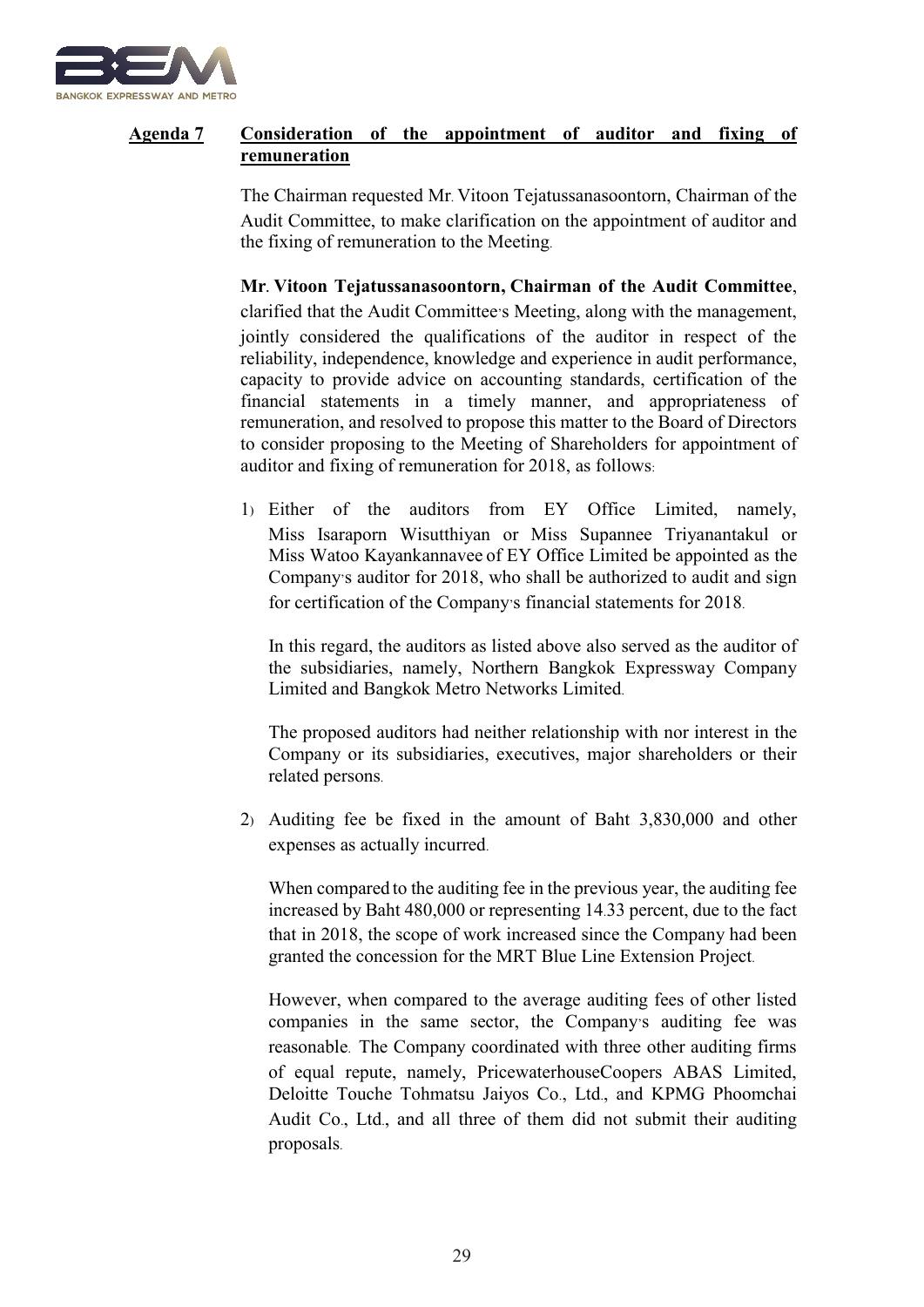**Agenda 7** **Consideration of the appointment of auditor and fixing of remuneration**

The Chairman requested Mr. Vitoon Tejatussanasoontorn, Chairman of the Audit Committee, to make clarification on the appointment of auditor and the fixing of remuneration to the Meeting.

**Mr. Vitoon Tejatussanasoontorn, Chairman of the Audit Committee**, clarified that the Audit Committee's Meeting, along with the management, jointly considered the qualifications of the auditor in respect of the reliability, independence, knowledge and experience in audit performance, capacity to provide advice on accounting standards, certification of the financial statements in a timely manner, and appropriateness of remuneration, and resolved to propose this matter to the Board of Directors to consider proposing to the Meeting of Shareholders for appointment of auditor and fixing of remuneration for 2018, as follows:

1) Either of the auditors from EY Office Limited, namely, Miss Isaraporn Wisutthiyan or Miss Supannee Triyanantakul or Miss Watoo Kayankannavee of EY Office Limited be appointed as the Company's auditor for 2018, who shall be authorized to audit and sign for certification of the Company's financial statements for 2018.

   In this regard, the auditors as listed above also served as the auditor of the subsidiaries, namely, Northern Bangkok Expressway Company Limited and Bangkok Metro Networks Limited.

   The proposed auditors had neither relationship with nor interest in the Company or its subsidiaries, executives, major shareholders or their related persons.

2) Auditing fee be fixed in the amount of Baht 3,830,000 and other expenses as actually incurred.

   When compared to the auditing fee in the previous year, the auditing fee increased by Baht 480,000 or representing 14.33 percent, due to the fact that in 2018, the scope of work increased since the Company had been granted the concession for the MRT Blue Line Extension Project.

   However, when compared to the average auditing fees of other listed companies in the same sector, the Company's auditing fee was reasonable. The Company coordinated with three other auditing firms of equal repute, namely, PricewaterhouseCoopers ABAS Limited, Deloitte Touche Tohmatsu Jaiyos Co., Ltd., and KPMG Phoomchai Audit Co., Ltd., and all three of them did not submit their auditing proposals.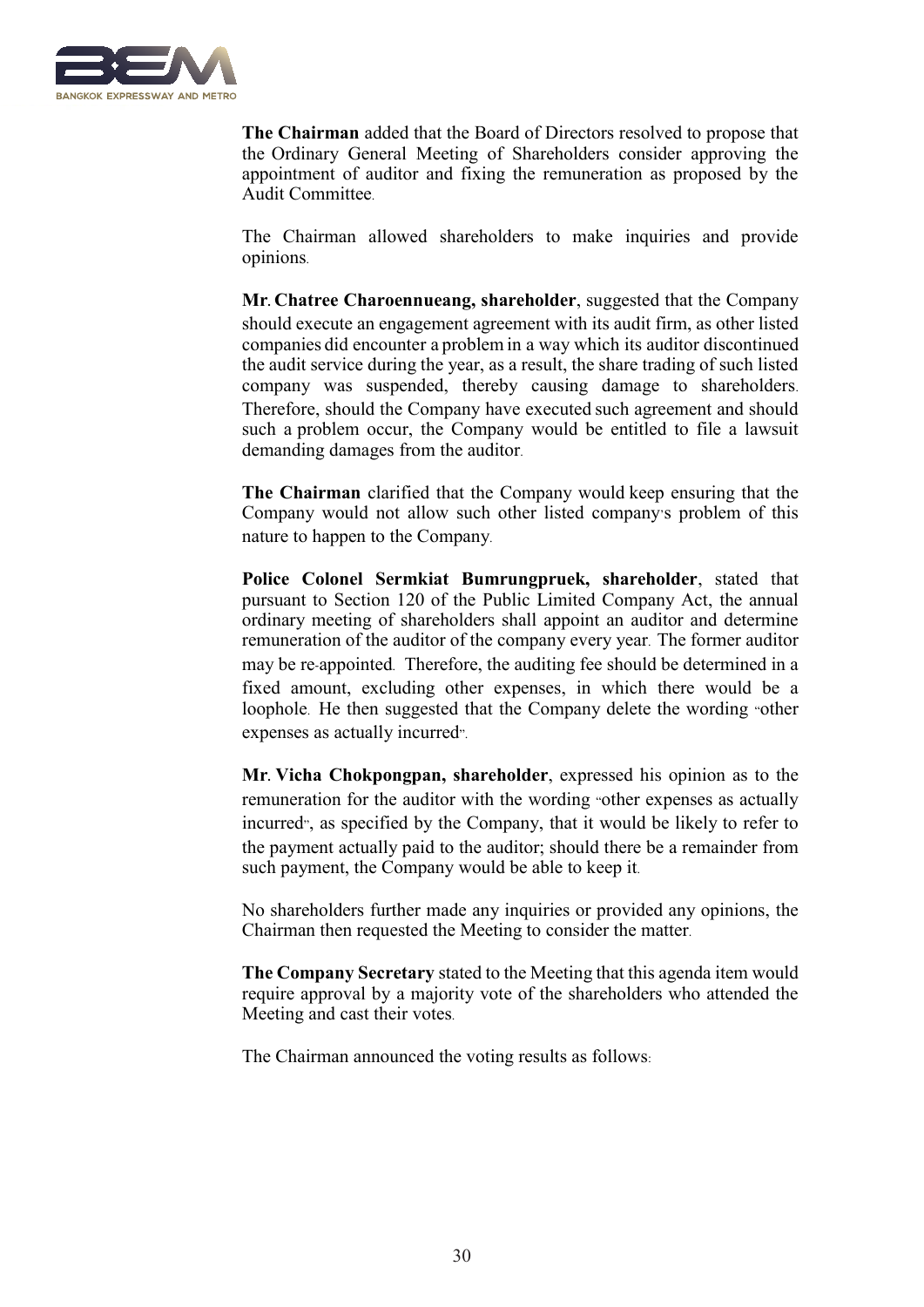**The Chairman** added that the Board of Directors resolved to propose that the Ordinary General Meeting of Shareholders consider approving the appointment of auditor and fixing the remuneration as proposed by the Audit Committee.

The Chairman allowed shareholders to make inquiries and provide opinions.

**Mr. Chatree Charoennueang, shareholder**, suggested that the Company should execute an engagement agreement with its audit firm, as other listed companies did encounter a problem in a way which its auditor discontinued the audit service during the year, as a result, the share trading of such listed company was suspended, thereby causing damage to shareholders. Therefore, should the Company have executed such agreement and should such a problem occur, the Company would be entitled to file a lawsuit demanding damages from the auditor.

**The Chairman** clarified that the Company would keep ensuring that the Company would not allow such other listed company's problem of this nature to happen to the Company.

**Police Colonel Sermkiat Bumrungpruek, shareholder**, stated that pursuant to Section 120 of the Public Limited Company Act, the annual ordinary meeting of shareholders shall appoint an auditor and determine remuneration of the auditor of the company every year. The former auditor may be re-appointed. Therefore, the auditing fee should be determined in a fixed amount, excluding other expenses, in which there would be a loophole. He then suggested that the Company delete the wording "other expenses as actually incurred".

**Mr. Vicha Chokpongpan, shareholder**, expressed his opinion as to the remuneration for the auditor with the wording "other expenses as actually incurred", as specified by the Company, that it would be likely to refer to the payment actually paid to the auditor; should there be a remainder from such payment, the Company would be able to keep it.

No shareholders further made any inquiries or provided any opinions, the Chairman then requested the Meeting to consider the matter.

**The Company Secretary** stated to the Meeting that this agenda item would require approval by a majority vote of the shareholders who attended the Meeting and cast their votes.

The Chairman announced the voting results as follows: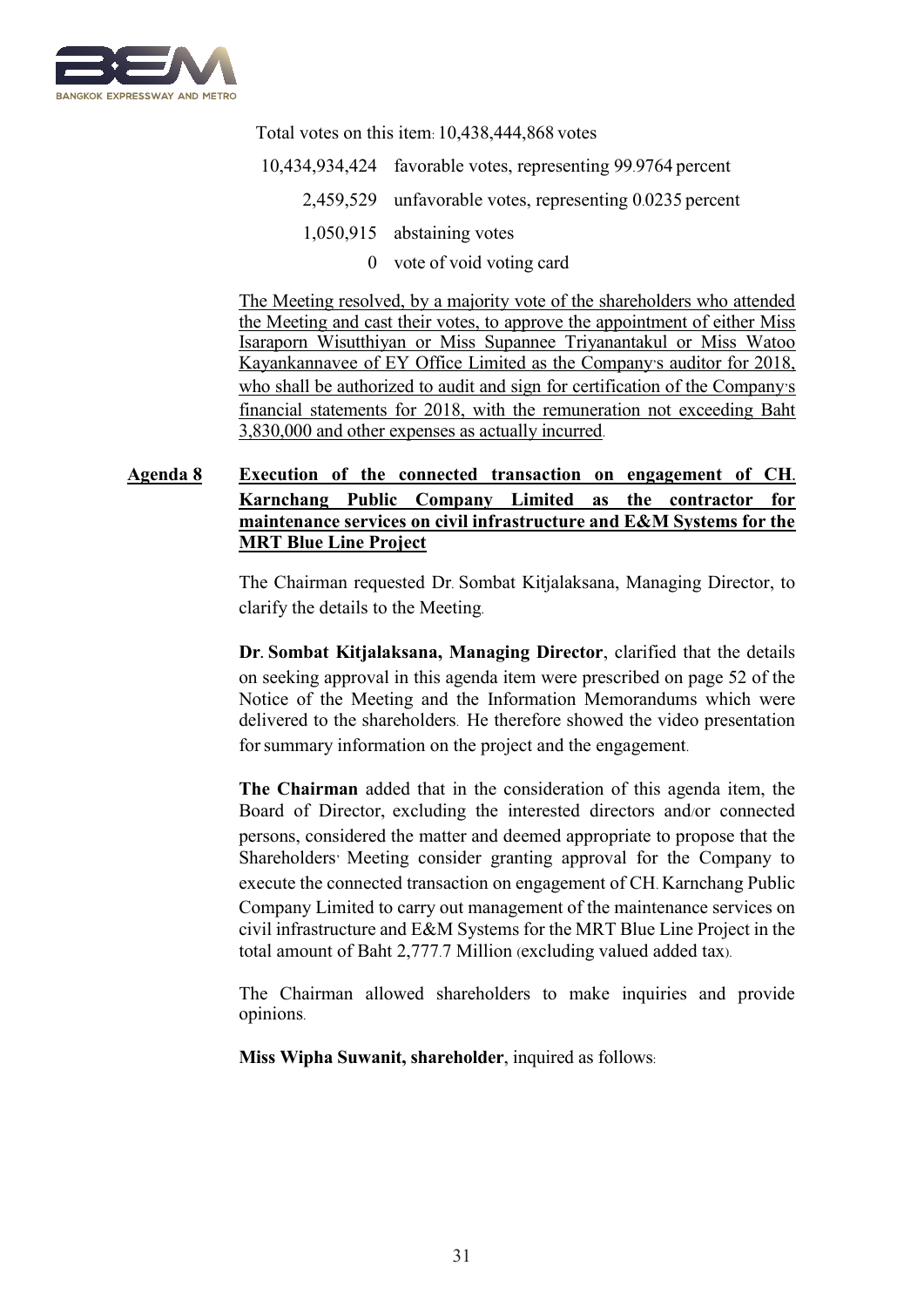Total votes on this item: 10,438,444,868 votes

| | |
|---|---|
| 10,434,934,424 | favorable votes, representing 99.9764 percent |
| 2,459,529 | unfavorable votes, representing 0.0235 percent |
| 1,050,915 | abstaining votes |
| 0 | vote of void voting card |

<u>The Meeting resolved, by a majority vote of the shareholders who attended the Meeting and cast their votes, to approve the appointment of either Miss Isaraporn Wisutthiyan or Miss Supannee Triyanantakul or Miss Watoo Kayankannavee of EY Office Limited as the Company's auditor for 2018, who shall be authorized to audit and sign for certification of the Company's financial statements for 2018, with the remuneration not exceeding Baht 3,830,000 and other expenses as actually incurred</u>.

**<u>Agenda 8</u>** **<u>Execution of the connected transaction on engagement of CH. Karnchang Public Company Limited as the contractor for maintenance services on civil infrastructure and E&M Systems for the MRT Blue Line Project</u>**

The Chairman requested Dr. Sombat Kitjalaksana, Managing Director, to clarify the details to the Meeting.

**Dr. Sombat Kitjalaksana, Managing Director**, clarified that the details on seeking approval in this agenda item were prescribed on page 52 of the Notice of the Meeting and the Information Memorandums which were delivered to the shareholders. He therefore showed the video presentation for summary information on the project and the engagement.

**The Chairman** added that in the consideration of this agenda item, the Board of Director, excluding the interested directors and/or connected persons, considered the matter and deemed appropriate to propose that the Shareholders' Meeting consider granting approval for the Company to execute the connected transaction on engagement of CH. Karnchang Public Company Limited to carry out management of the maintenance services on civil infrastructure and E&M Systems for the MRT Blue Line Project in the total amount of Baht 2,777.7 Million (excluding valued added tax).

The Chairman allowed shareholders to make inquiries and provide opinions.

**Miss Wipha Suwanit, shareholder**, inquired as follows: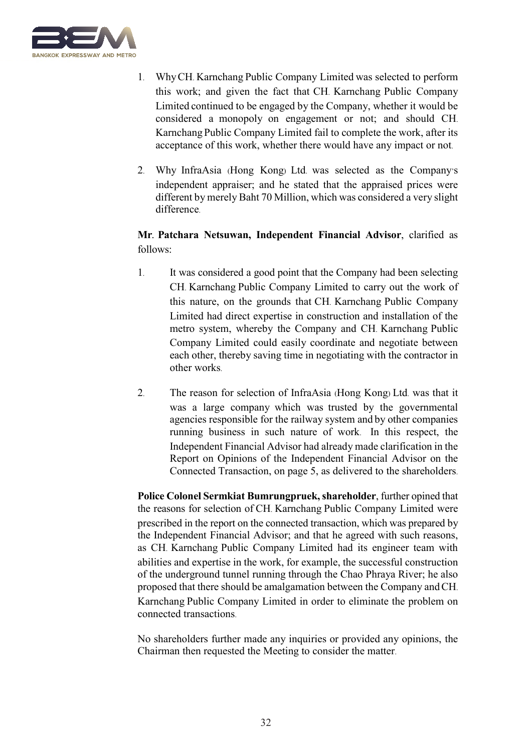1. Why CH. Karnchang Public Company Limited was selected to perform this work; and given the fact that CH. Karnchang Public Company Limited continued to be engaged by the Company, whether it would be considered a monopoly on engagement or not; and should CH. Karnchang Public Company Limited fail to complete the work, after its acceptance of this work, whether there would have any impact or not.

2. Why InfraAsia (Hong Kong) Ltd. was selected as the Company's independent appraiser; and he stated that the appraised prices were different by merely Baht 70 Million, which was considered a very slight difference.

**Mr. Patchara Netsuwan, Independent Financial Advisor**, clarified as follows:

1. It was considered a good point that the Company had been selecting CH. Karnchang Public Company Limited to carry out the work of this nature, on the grounds that CH. Karnchang Public Company Limited had direct expertise in construction and installation of the metro system, whereby the Company and CH. Karnchang Public Company Limited could easily coordinate and negotiate between each other, thereby saving time in negotiating with the contractor in other works.

2. The reason for selection of InfraAsia (Hong Kong) Ltd. was that it was a large company which was trusted by the governmental agencies responsible for the railway system and by other companies running business in such nature of work. In this respect, the Independent Financial Advisor had already made clarification in the Report on Opinions of the Independent Financial Advisor on the Connected Transaction, on page 5, as delivered to the shareholders.

**Police Colonel Sermkiat Bumrungpruek, shareholder**, further opined that the reasons for selection of CH. Karnchang Public Company Limited were prescribed in the report on the connected transaction, which was prepared by the Independent Financial Advisor; and that he agreed with such reasons, as CH. Karnchang Public Company Limited had its engineer team with abilities and expertise in the work, for example, the successful construction of the underground tunnel running through the Chao Phraya River; he also proposed that there should be amalgamation between the Company and CH. Karnchang Public Company Limited in order to eliminate the problem on connected transactions.

No shareholders further made any inquiries or provided any opinions, the Chairman then requested the Meeting to consider the matter.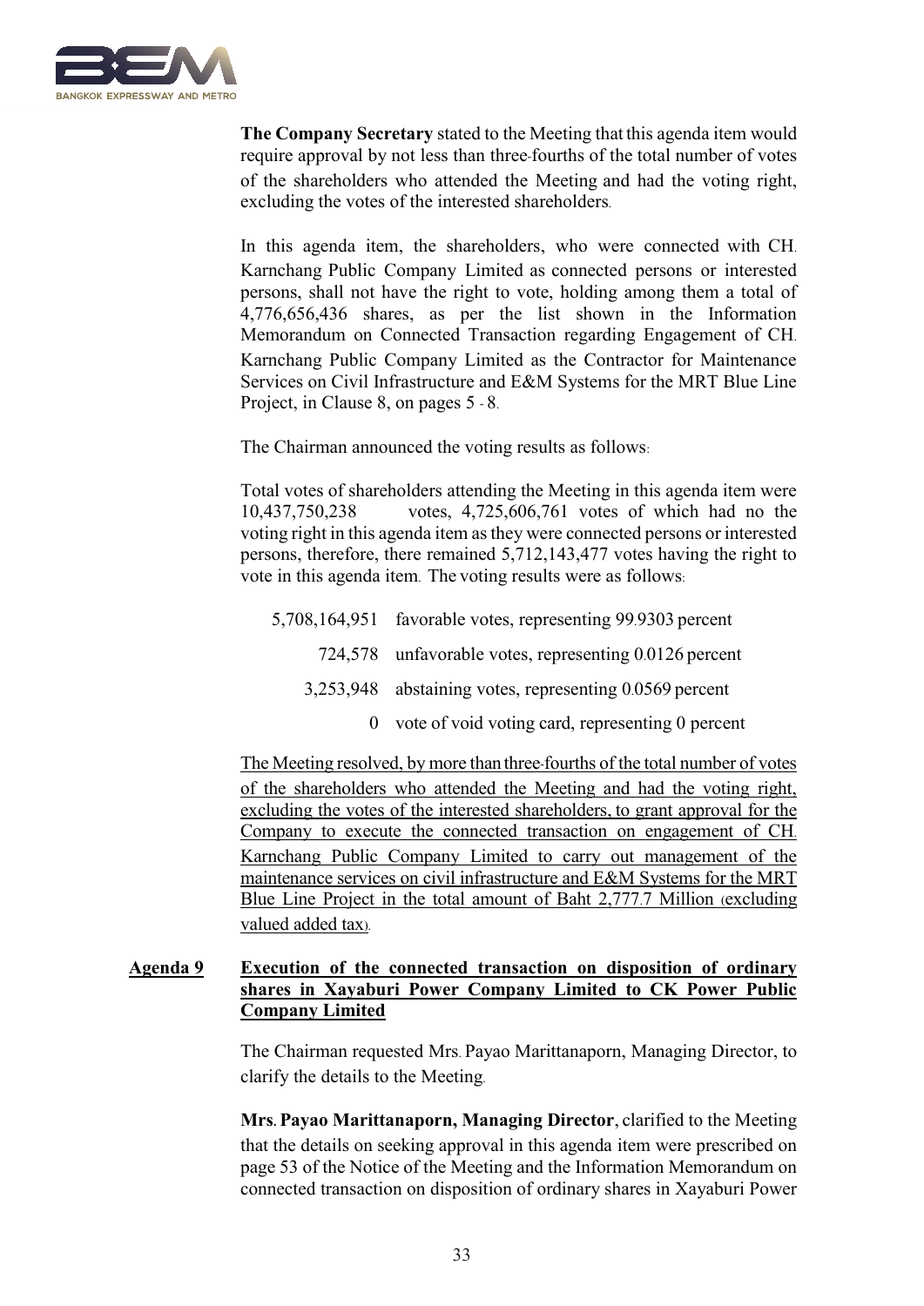**The Company Secretary** stated to the Meeting that this agenda item would require approval by not less than three-fourths of the total number of votes of the shareholders who attended the Meeting and had the voting right, excluding the votes of the interested shareholders.

In this agenda item, the shareholders, who were connected with CH. Karnchang Public Company Limited as connected persons or interested persons, shall not have the right to vote, holding among them a total of 4,776,656,436 shares, as per the list shown in the Information Memorandum on Connected Transaction regarding Engagement of CH. Karnchang Public Company Limited as the Contractor for Maintenance Services on Civil Infrastructure and E&M Systems for the MRT Blue Line Project, in Clause 8, on pages 5 - 8.

The Chairman announced the voting results as follows:

Total votes of shareholders attending the Meeting in this agenda item were 10,437,750,238 votes, 4,725,606,761 votes of which had no the voting right in this agenda item as they were connected persons or interested persons, therefore, there remained 5,712,143,477 votes having the right to vote in this agenda item. The voting results were as follows:

| | |
|---|---|
| 5,708,164,951 | favorable votes, representing 99.9303 percent |
| 724,578 | unfavorable votes, representing 0.0126 percent |
| 3,253,948 | abstaining votes, representing 0.0569 percent |
| 0 | vote of void voting card, representing 0 percent |

<u>The Meeting resolved, by more than three-fourths of the total number of votes of the shareholders who attended the Meeting and had the voting right, excluding the votes of the interested shareholders, to grant approval for the Company to execute the connected transaction on engagement of CH. Karnchang Public Company Limited to carry out management of the maintenance services on civil infrastructure and E&M Systems for the MRT Blue Line Project in the total amount of Baht 2,777.7 Million (excluding valued added tax).</u>

**<u>Agenda 9</u>** **<u>Execution of the connected transaction on disposition of ordinary shares in Xayaburi Power Company Limited to CK Power Public Company Limited</u>**

The Chairman requested Mrs. Payao Marittanaporn, Managing Director, to clarify the details to the Meeting.

**Mrs. Payao Marittanaporn, Managing Director**, clarified to the Meeting that the details on seeking approval in this agenda item were prescribed on page 53 of the Notice of the Meeting and the Information Memorandum on connected transaction on disposition of ordinary shares in Xayaburi Power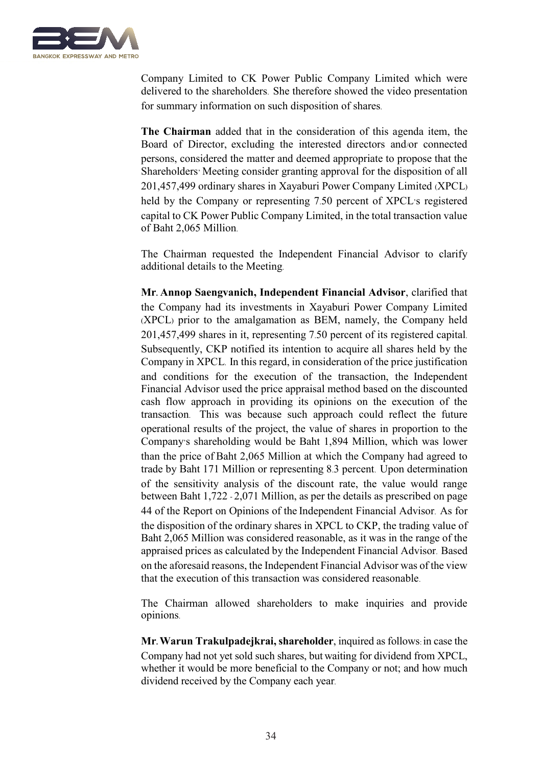Company Limited to CK Power Public Company Limited which were delivered to the shareholders. She therefore showed the video presentation for summary information on such disposition of shares.

**The Chairman** added that in the consideration of this agenda item, the Board of Director, excluding the interested directors and/or connected persons, considered the matter and deemed appropriate to propose that the Shareholders' Meeting consider granting approval for the disposition of all 201,457,499 ordinary shares in Xayaburi Power Company Limited (XPCL) held by the Company or representing 7.50 percent of XPCL's registered capital to CK Power Public Company Limited, in the total transaction value of Baht 2,065 Million.

The Chairman requested the Independent Financial Advisor to clarify additional details to the Meeting.

**Mr. Annop Saengvanich, Independent Financial Advisor**, clarified that the Company had its investments in Xayaburi Power Company Limited (XPCL) prior to the amalgamation as BEM, namely, the Company held 201,457,499 shares in it, representing 7.50 percent of its registered capital. Subsequently, CKP notified its intention to acquire all shares held by the Company in XPCL. In this regard, in consideration of the price justification and conditions for the execution of the transaction, the Independent Financial Advisor used the price appraisal method based on the discounted cash flow approach in providing its opinions on the execution of the transaction. This was because such approach could reflect the future operational results of the project, the value of shares in proportion to the Company's shareholding would be Baht 1,894 Million, which was lower than the price of Baht 2,065 Million at which the Company had agreed to trade by Baht 171 Million or representing 8.3 percent. Upon determination of the sensitivity analysis of the discount rate, the value would range between Baht 1,722 - 2,071 Million, as per the details as prescribed on page 44 of the Report on Opinions of the Independent Financial Advisor. As for the disposition of the ordinary shares in XPCL to CKP, the trading value of Baht 2,065 Million was considered reasonable, as it was in the range of the appraised prices as calculated by the Independent Financial Advisor. Based on the aforesaid reasons, the Independent Financial Advisor was of the view that the execution of this transaction was considered reasonable.

The Chairman allowed shareholders to make inquiries and provide opinions.

**Mr. Warun Trakulpadejkrai, shareholder**, inquired as follows: in case the Company had not yet sold such shares, but waiting for dividend from XPCL, whether it would be more beneficial to the Company or not; and how much dividend received by the Company each year.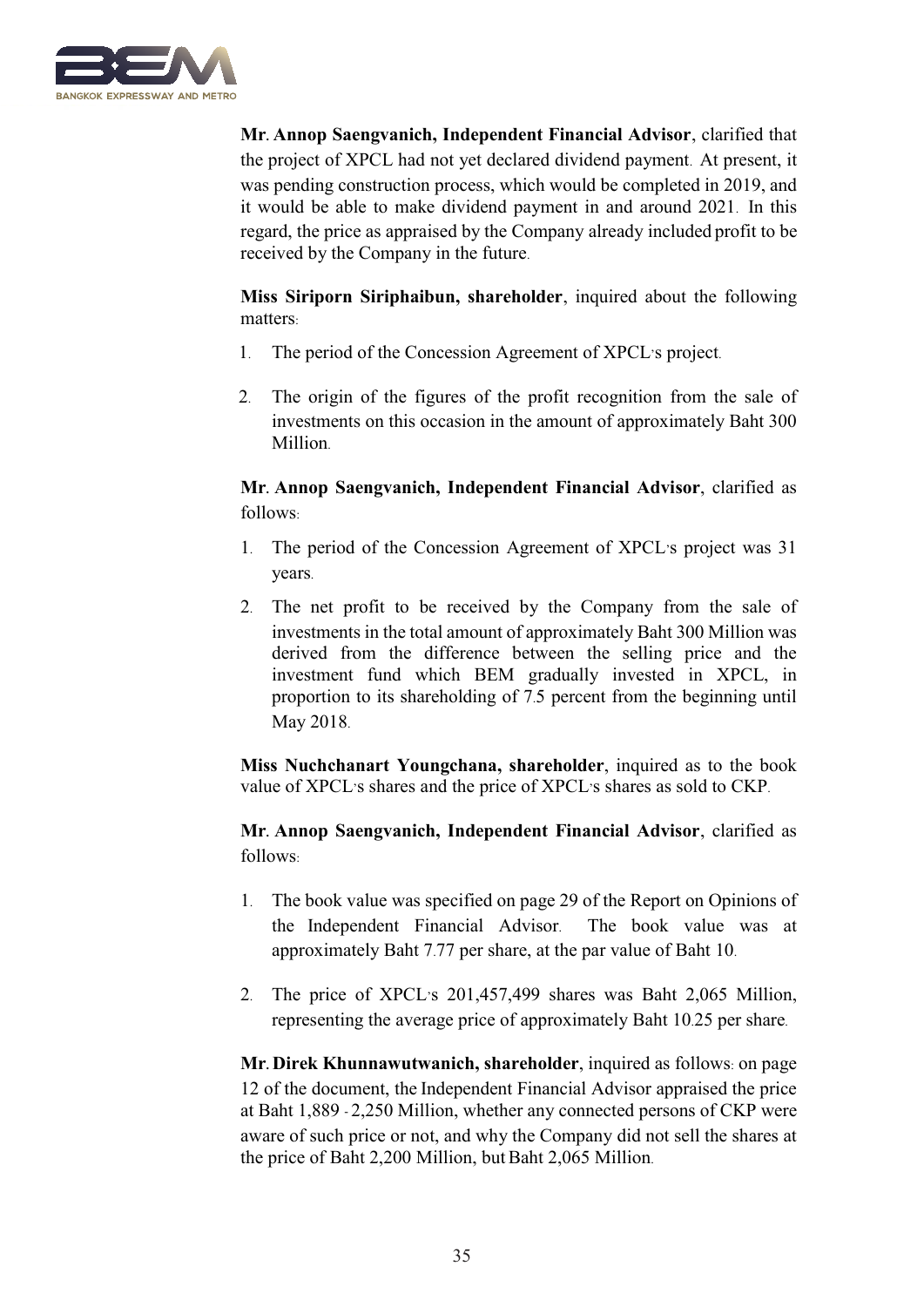**Mr. Annop Saengvanich, Independent Financial Advisor**, clarified that the project of XPCL had not yet declared dividend payment. At present, it was pending construction process, which would be completed in 2019, and it would be able to make dividend payment in and around 2021. In this regard, the price as appraised by the Company already included profit to be received by the Company in the future.

**Miss Siriporn Siriphaibun, shareholder**, inquired about the following matters:

1. The period of the Concession Agreement of XPCL's project.
2. The origin of the figures of the profit recognition from the sale of investments on this occasion in the amount of approximately Baht 300 Million.

**Mr. Annop Saengvanich, Independent Financial Advisor**, clarified as follows:

1. The period of the Concession Agreement of XPCL's project was 31 years.
2. The net profit to be received by the Company from the sale of investments in the total amount of approximately Baht 300 Million was derived from the difference between the selling price and the investment fund which BEM gradually invested in XPCL, in proportion to its shareholding of 7.5 percent from the beginning until May 2018.

**Miss Nuchchanart Youngchana, shareholder**, inquired as to the book value of XPCL's shares and the price of XPCL's shares as sold to CKP.

**Mr. Annop Saengvanich, Independent Financial Advisor**, clarified as follows:

1. The book value was specified on page 29 of the Report on Opinions of the Independent Financial Advisor. The book value was at approximately Baht 7.77 per share, at the par value of Baht 10.
2. The price of XPCL's 201,457,499 shares was Baht 2,065 Million, representing the average price of approximately Baht 10.25 per share.

**Mr. Direk Khunnawutwanich, shareholder**, inquired as follows: on page 12 of the document, the Independent Financial Advisor appraised the price at Baht 1,889 - 2,250 Million, whether any connected persons of CKP were aware of such price or not, and why the Company did not sell the shares at the price of Baht 2,200 Million, but Baht 2,065 Million.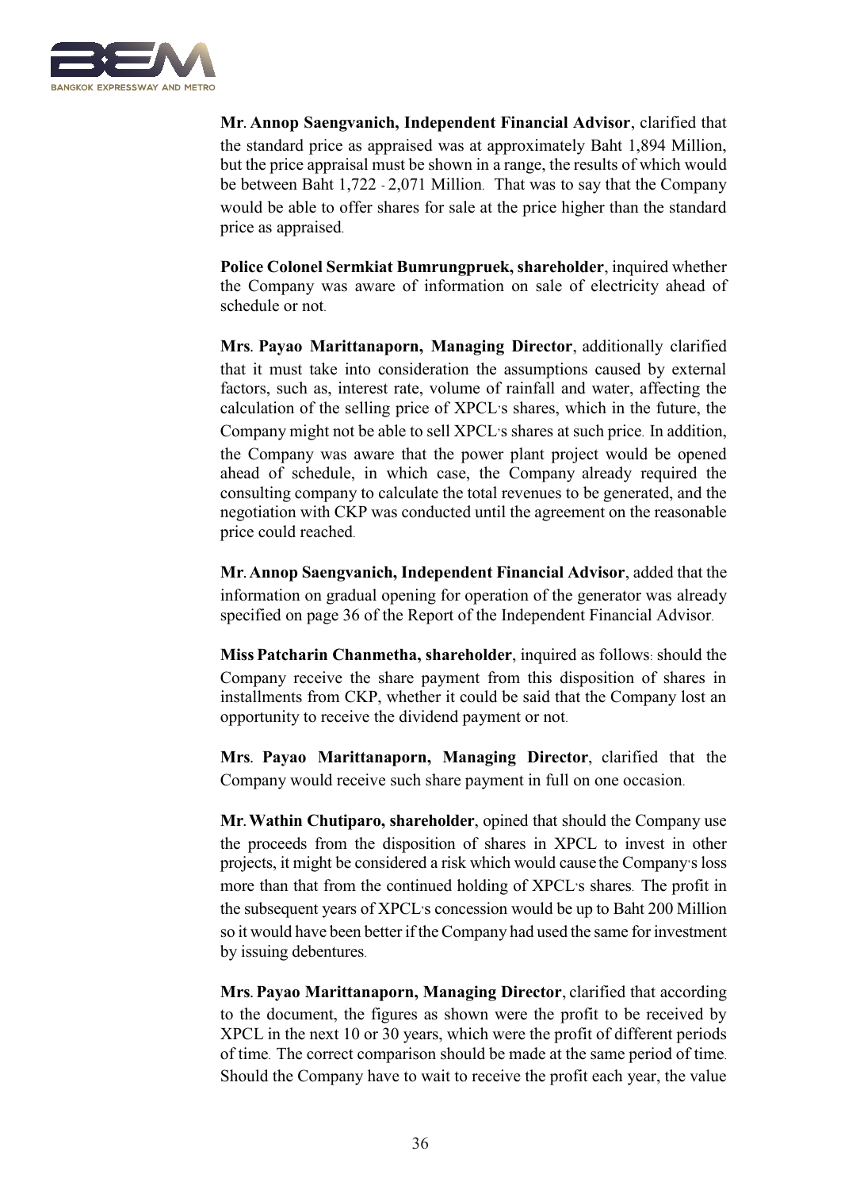**Mr. Annop Saengvanich, Independent Financial Advisor**, clarified that the standard price as appraised was at approximately Baht 1,894 Million, but the price appraisal must be shown in a range, the results of which would be between Baht 1,722 - 2,071 Million. That was to say that the Company would be able to offer shares for sale at the price higher than the standard price as appraised.

**Police Colonel Sermkiat Bumrungpruek, shareholder**, inquired whether the Company was aware of information on sale of electricity ahead of schedule or not.

**Mrs. Payao Marittanaporn, Managing Director**, additionally clarified that it must take into consideration the assumptions caused by external factors, such as, interest rate, volume of rainfall and water, affecting the calculation of the selling price of XPCL's shares, which in the future, the Company might not be able to sell XPCL's shares at such price. In addition, the Company was aware that the power plant project would be opened ahead of schedule, in which case, the Company already required the consulting company to calculate the total revenues to be generated, and the negotiation with CKP was conducted until the agreement on the reasonable price could reached.

**Mr. Annop Saengvanich, Independent Financial Advisor**, added that the information on gradual opening for operation of the generator was already specified on page 36 of the Report of the Independent Financial Advisor.

**Miss Patcharin Chanmetha, shareholder**, inquired as follows: should the Company receive the share payment from this disposition of shares in installments from CKP, whether it could be said that the Company lost an opportunity to receive the dividend payment or not.

**Mrs. Payao Marittanaporn, Managing Director**, clarified that the Company would receive such share payment in full on one occasion.

**Mr. Wathin Chutiparo, shareholder**, opined that should the Company use the proceeds from the disposition of shares in XPCL to invest in other projects, it might be considered a risk which would cause the Company's loss more than that from the continued holding of XPCL's shares. The profit in the subsequent years of XPCL's concession would be up to Baht 200 Million so it would have been better if the Company had used the same for investment by issuing debentures.

**Mrs. Payao Marittanaporn, Managing Director**, clarified that according to the document, the figures as shown were the profit to be received by XPCL in the next 10 or 30 years, which were the profit of different periods of time. The correct comparison should be made at the same period of time. Should the Company have to wait to receive the profit each year, the value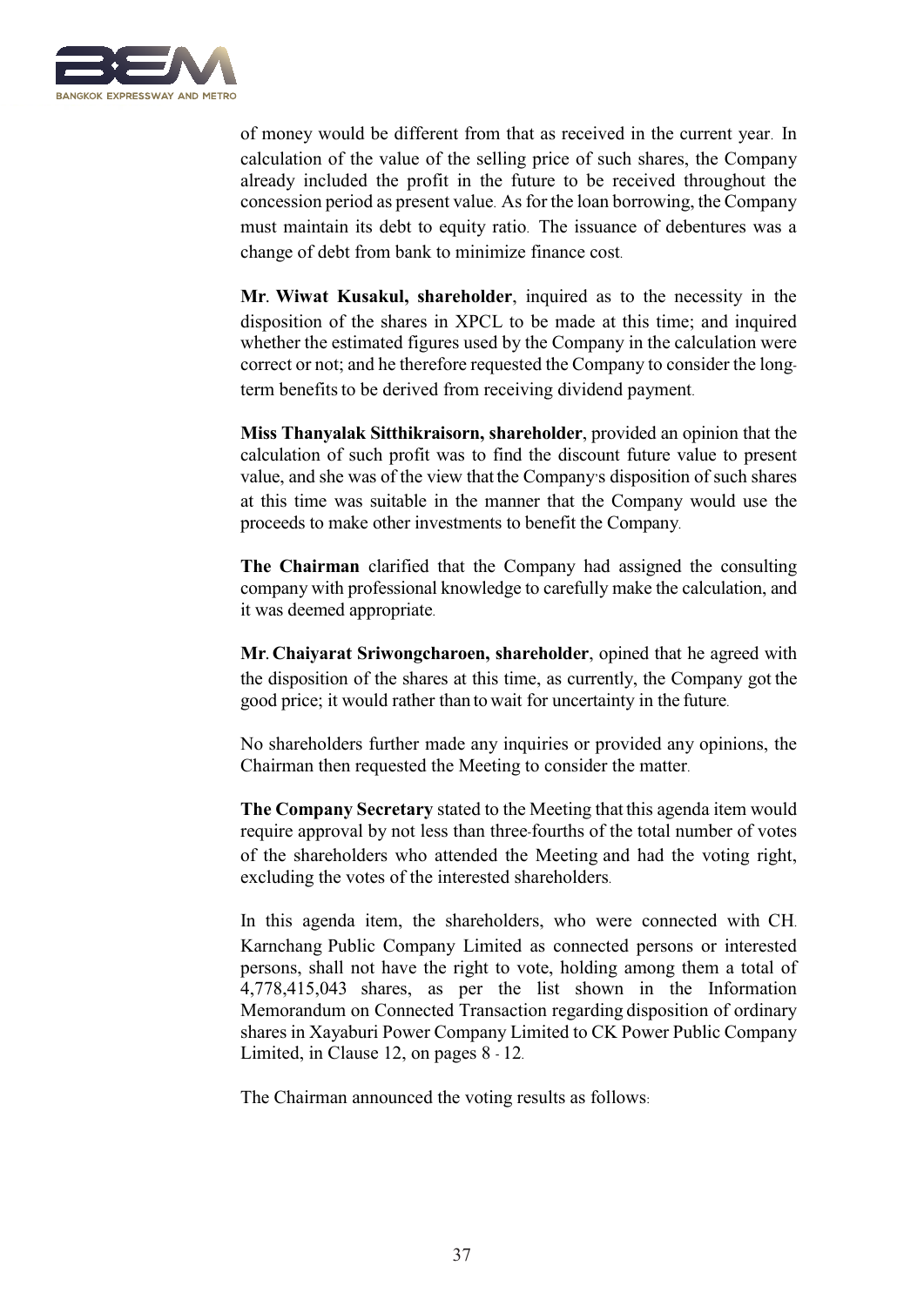of money would be different from that as received in the current year. In calculation of the value of the selling price of such shares, the Company already included the profit in the future to be received throughout the concession period as present value. As for the loan borrowing, the Company must maintain its debt to equity ratio. The issuance of debentures was a change of debt from bank to minimize finance cost.

**Mr. Wiwat Kusakul, shareholder**, inquired as to the necessity in the disposition of the shares in XPCL to be made at this time; and inquired whether the estimated figures used by the Company in the calculation were correct or not; and he therefore requested the Company to consider the long-term benefits to be derived from receiving dividend payment.

**Miss Thanyalak Sitthikraisorn, shareholder**, provided an opinion that the calculation of such profit was to find the discount future value to present value, and she was of the view that the Company's disposition of such shares at this time was suitable in the manner that the Company would use the proceeds to make other investments to benefit the Company.

**The Chairman** clarified that the Company had assigned the consulting company with professional knowledge to carefully make the calculation, and it was deemed appropriate.

**Mr. Chaiyarat Sriwongcharoen, shareholder**, opined that he agreed with the disposition of the shares at this time, as currently, the Company got the good price; it would rather than to wait for uncertainty in the future.

No shareholders further made any inquiries or provided any opinions, the Chairman then requested the Meeting to consider the matter.

**The Company Secretary** stated to the Meeting that this agenda item would require approval by not less than three-fourths of the total number of votes of the shareholders who attended the Meeting and had the voting right, excluding the votes of the interested shareholders.

In this agenda item, the shareholders, who were connected with CH. Karnchang Public Company Limited as connected persons or interested persons, shall not have the right to vote, holding among them a total of 4,778,415,043 shares, as per the list shown in the Information Memorandum on Connected Transaction regarding disposition of ordinary shares in Xayaburi Power Company Limited to CK Power Public Company Limited, in Clause 12, on pages 8 - 12.

The Chairman announced the voting results as follows: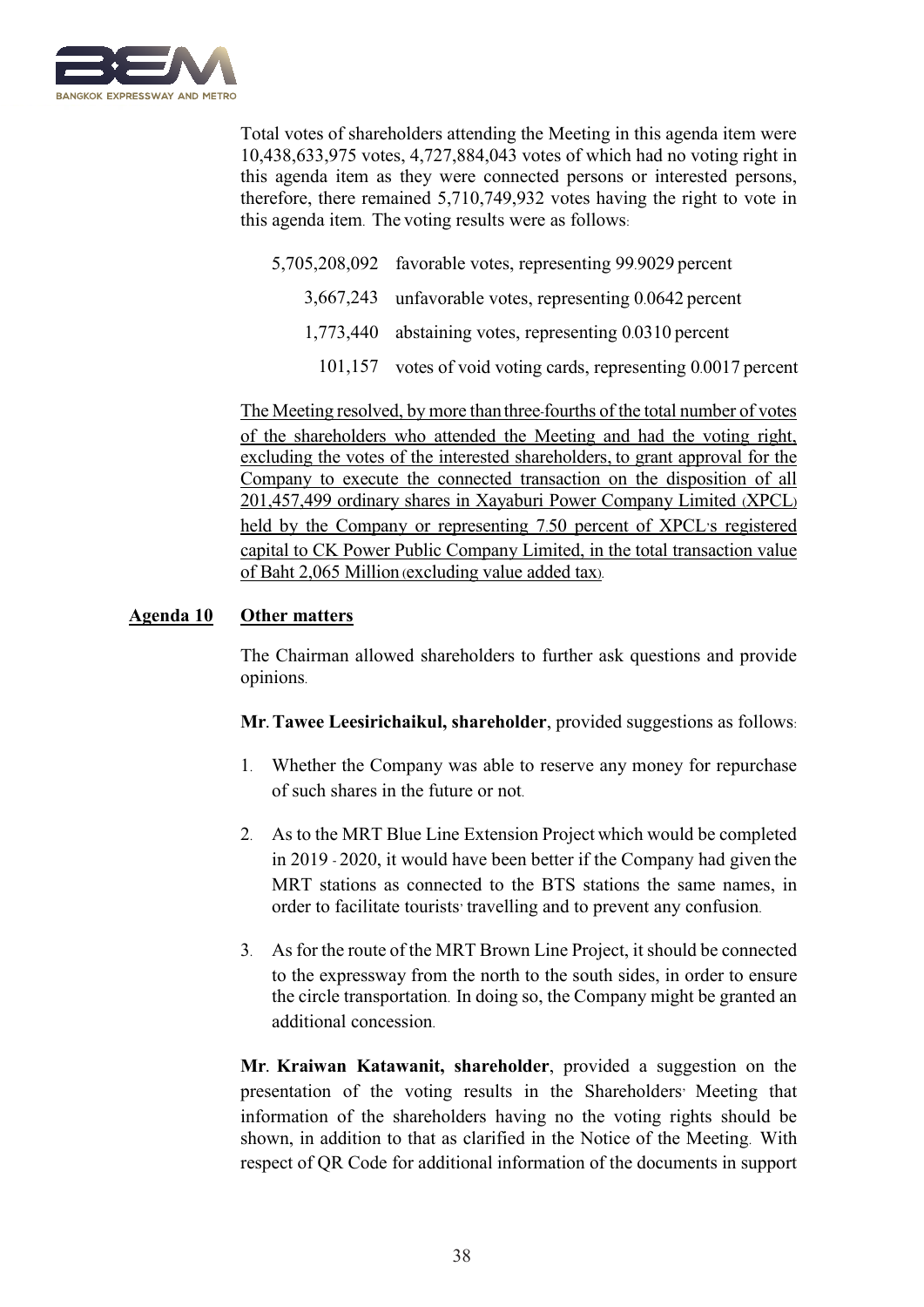Total votes of shareholders attending the Meeting in this agenda item were 10,438,633,975 votes, 4,727,884,043 votes of which had no voting right in this agenda item as they were connected persons or interested persons, therefore, there remained 5,710,749,932 votes having the right to vote in this agenda item. The voting results were as follows:

| | |
|---|---|
| 5,705,208,092 | favorable votes, representing 99.9029 percent |
| 3,667,243 | unfavorable votes, representing 0.0642 percent |
| 1,773,440 | abstaining votes, representing 0.0310 percent |
| 101,157 | votes of void voting cards, representing 0.0017 percent |

<u>The Meeting resolved, by more than three-fourths of the total number of votes of the shareholders who attended the Meeting and had the voting right, excluding the votes of the interested shareholders, to grant approval for the Company to execute the connected transaction on the disposition of all 201,457,499 ordinary shares in Xayaburi Power Company Limited (XPCL) held by the Company or representing 7.50 percent of XPCL's registered capital to CK Power Public Company Limited, in the total transaction value of Baht 2,065 Million (excluding value added tax).</u>

**<u>Agenda 10</u>** **<u>Other matters</u>**

The Chairman allowed shareholders to further ask questions and provide opinions.

**Mr. Tawee Leesirichaikul, shareholder**, provided suggestions as follows:

1. Whether the Company was able to reserve any money for repurchase of such shares in the future or not.
2. As to the MRT Blue Line Extension Project which would be completed in 2019 - 2020, it would have been better if the Company had given the MRT stations as connected to the BTS stations the same names, in order to facilitate tourists' travelling and to prevent any confusion.
3. As for the route of the MRT Brown Line Project, it should be connected to the expressway from the north to the south sides, in order to ensure the circle transportation. In doing so, the Company might be granted an additional concession.

**Mr. Kraiwan Katawanit, shareholder**, provided a suggestion on the presentation of the voting results in the Shareholders' Meeting that information of the shareholders having no the voting rights should be shown, in addition to that as clarified in the Notice of the Meeting. With respect of QR Code for additional information of the documents in support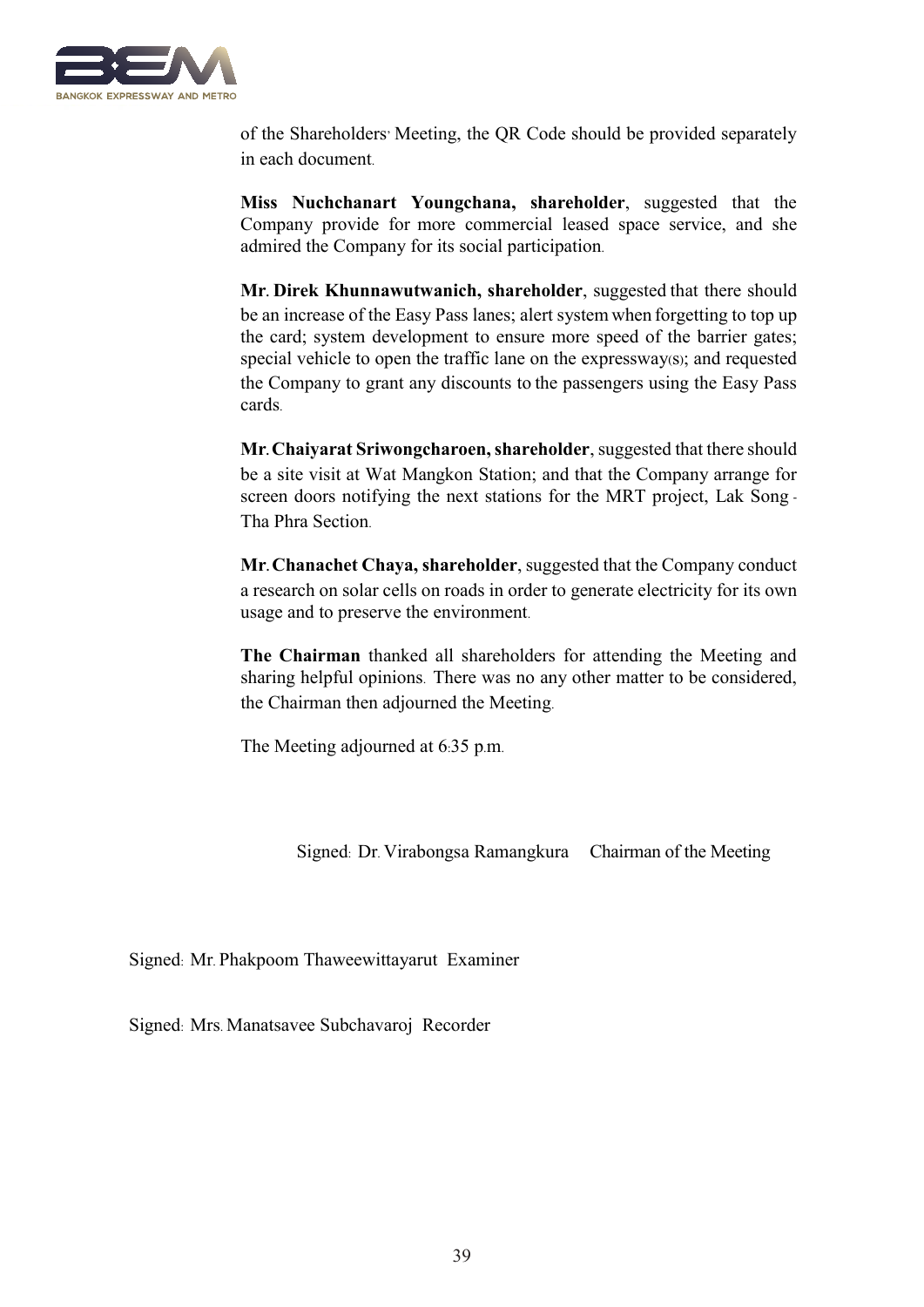of the Shareholders' Meeting, the QR Code should be provided separately in each document.

**Miss Nuchchanart Youngchana, shareholder**, suggested that the Company provide for more commercial leased space service, and she admired the Company for its social participation.

**Mr. Direk Khunnawutwanich, shareholder**, suggested that there should be an increase of the Easy Pass lanes; alert system when forgetting to top up the card; system development to ensure more speed of the barrier gates; special vehicle to open the traffic lane on the expressway(s); and requested the Company to grant any discounts to the passengers using the Easy Pass cards.

**Mr. Chaiyarat Sriwongcharoen, shareholder**, suggested that there should be a site visit at Wat Mangkon Station; and that the Company arrange for screen doors notifying the next stations for the MRT project, Lak Song - Tha Phra Section.

**Mr. Chanachet Chaya, shareholder**, suggested that the Company conduct a research on solar cells on roads in order to generate electricity for its own usage and to preserve the environment.

**The Chairman** thanked all shareholders for attending the Meeting and sharing helpful opinions. There was no any other matter to be considered, the Chairman then adjourned the Meeting.

The Meeting adjourned at 6:35 p.m.

Signed: Dr. Virabongsa Ramangkura Chairman of the Meeting

Signed: Mr. Phakpoom Thaweewittayarut Examiner

Signed: Mrs. Manatsavee Subchavaroj Recorder